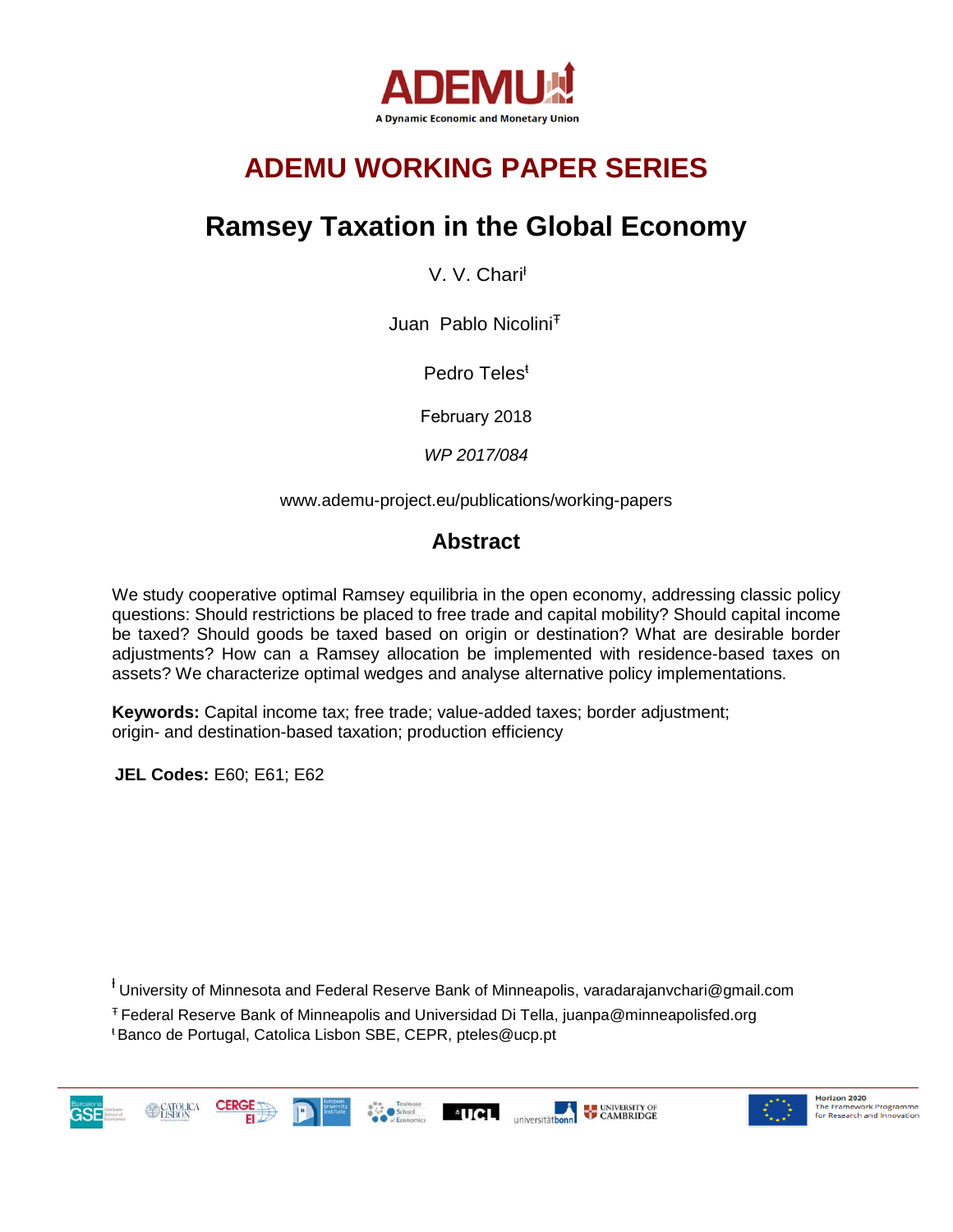ADEMU

A Dynamic Economic and Monetary Union

# ADEMU WORKING PAPER SERIES

# Ramsey Taxation in the Global Economy

V. V. Chari[ł]

Juan Pablo Nicolini[Ŧ]

Pedro Teles[ŧ]

February 2018

*WP 2017/084*

www.ademu-project.eu/publications/working-papers

## Abstract

We study cooperative optimal Ramsey equilibria in the open economy, addressing classic policy questions: Should restrictions be placed to free trade and capital mobility? Should capital income be taxed? Should goods be taxed based on origin or destination? What are desirable border adjustments? How can a Ramsey allocation be implemented with residence-based taxes on assets? We characterize optimal wedges and analyse alternative policy implementations.

**Keywords:** Capital income tax; free trade; value-added taxes; border adjustment; origin- and destination-based taxation; production efficiency

**JEL Codes:** E60; E61; E62

[ł] University of Minnesota and Federal Reserve Bank of Minneapolis, varadarajanvchari@gmail.com

[Ŧ] Federal Reserve Bank of Minneapolis and Universidad Di Tella, juanpa@minneapolisfed.org

[ŧ] Banco de Portugal, Catolica Lisbon SBE, CEPR, pteles@ucp.pt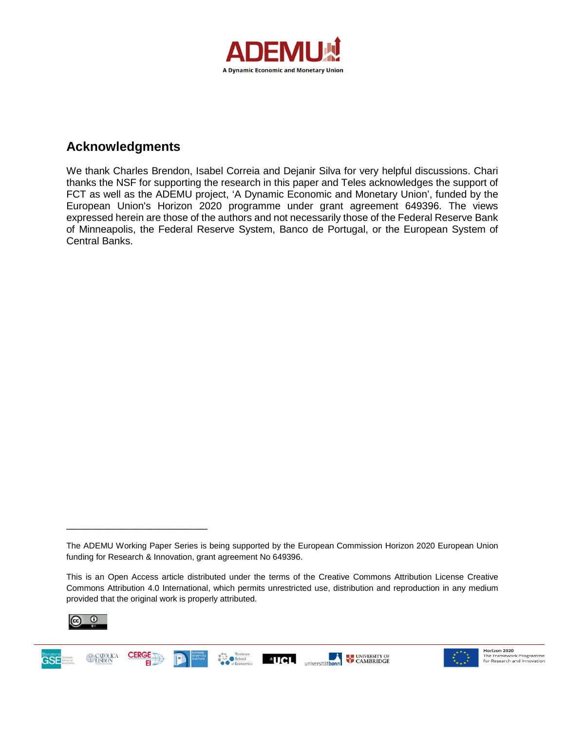## Acknowledgments

We thank Charles Brendon, Isabel Correia and Dejanir Silva for very helpful discussions. Chari thanks the NSF for supporting the research in this paper and Teles acknowledges the support of FCT as well as the ADEMU project, 'A Dynamic Economic and Monetary Union', funded by the European Union's Horizon 2020 programme under grant agreement 649396. The views expressed herein are those of the authors and not necessarily those of the Federal Reserve Bank of Minneapolis, the Federal Reserve System, Banco de Portugal, or the European System of Central Banks.

---

The ADEMU Working Paper Series is being supported by the European Commission Horizon 2020 European Union funding for Research & Innovation, grant agreement No 649396.

This is an Open Access article distributed under the terms of the Creative Commons Attribution License Creative Commons Attribution 4.0 International, which permits unrestricted use, distribution and reproduction in any medium provided that the original work is properly attributed.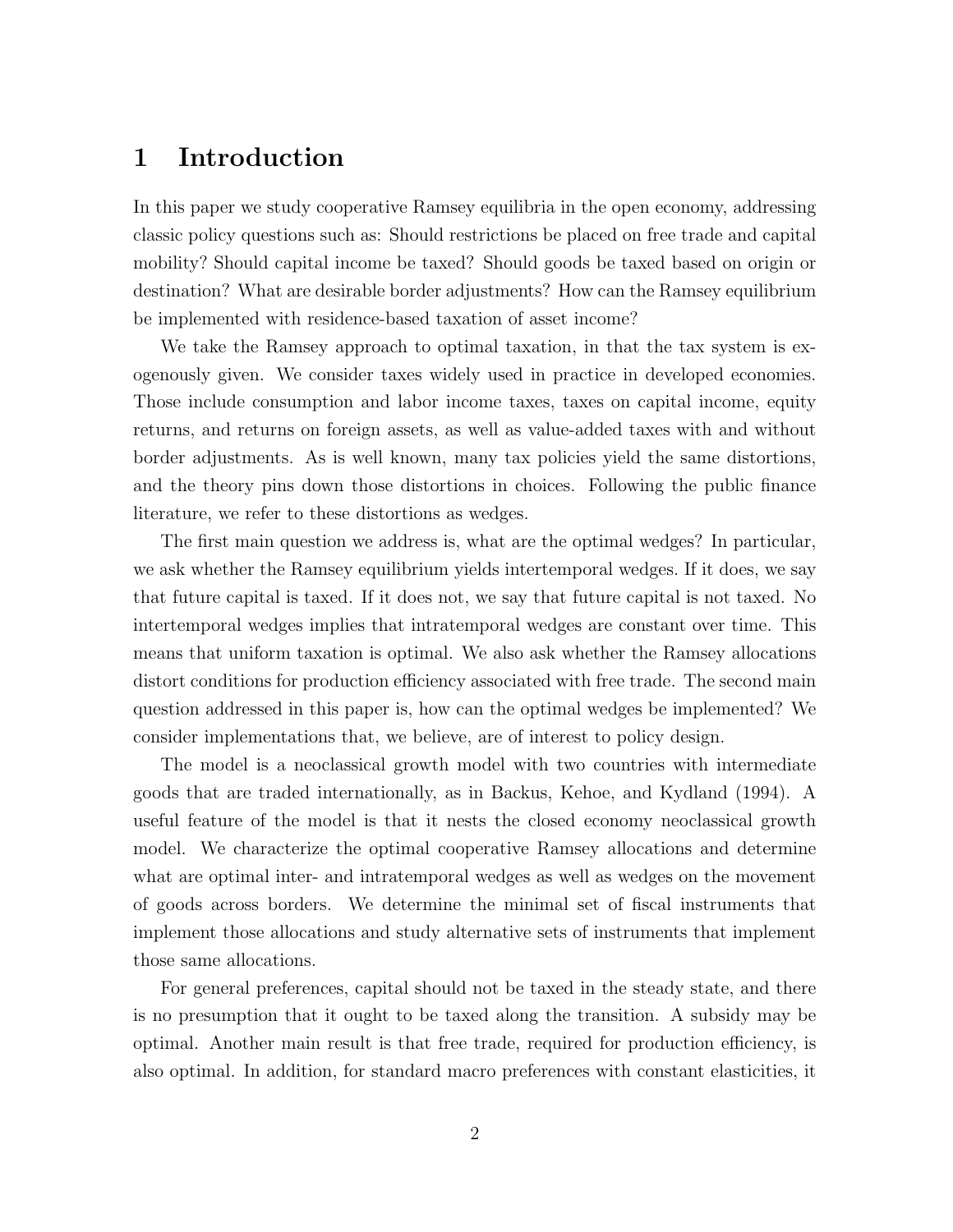# 1 Introduction

In this paper we study cooperative Ramsey equilibria in the open economy, addressing classic policy questions such as: Should restrictions be placed on free trade and capital mobility? Should capital income be taxed? Should goods be taxed based on origin or destination? What are desirable border adjustments? How can the Ramsey equilibrium be implemented with residence-based taxation of asset income?

We take the Ramsey approach to optimal taxation, in that the tax system is exogenously given. We consider taxes widely used in practice in developed economies. Those include consumption and labor income taxes, taxes on capital income, equity returns, and returns on foreign assets, as well as value-added taxes with and without border adjustments. As is well known, many tax policies yield the same distortions, and the theory pins down those distortions in choices. Following the public finance literature, we refer to these distortions as wedges.

The first main question we address is, what are the optimal wedges? In particular, we ask whether the Ramsey equilibrium yields intertemporal wedges. If it does, we say that future capital is taxed. If it does not, we say that future capital is not taxed. No intertemporal wedges implies that intratemporal wedges are constant over time. This means that uniform taxation is optimal. We also ask whether the Ramsey allocations distort conditions for production efficiency associated with free trade. The second main question addressed in this paper is, how can the optimal wedges be implemented? We consider implementations that, we believe, are of interest to policy design.

The model is a neoclassical growth model with two countries with intermediate goods that are traded internationally, as in Backus, Kehoe, and Kydland (1994). A useful feature of the model is that it nests the closed economy neoclassical growth model. We characterize the optimal cooperative Ramsey allocations and determine what are optimal inter- and intratemporal wedges as well as wedges on the movement of goods across borders. We determine the minimal set of fiscal instruments that implement those allocations and study alternative sets of instruments that implement those same allocations.

For general preferences, capital should not be taxed in the steady state, and there is no presumption that it ought to be taxed along the transition. A subsidy may be optimal. Another main result is that free trade, required for production efficiency, is also optimal. In addition, for standard macro preferences with constant elasticities, it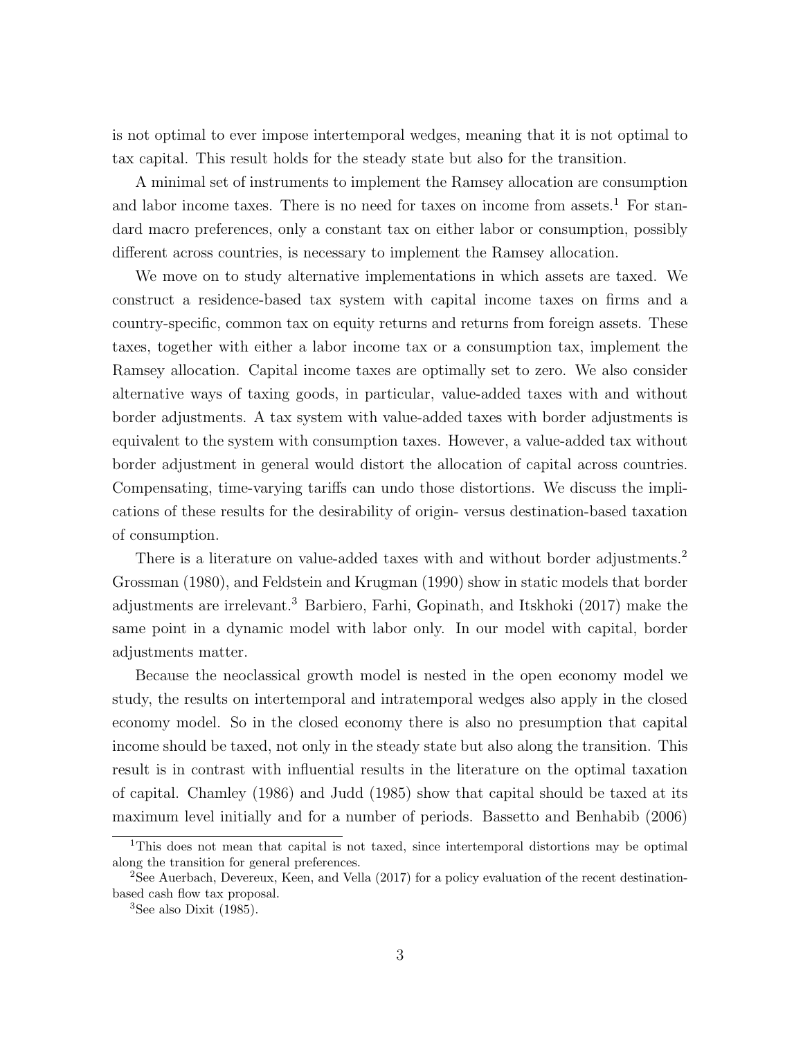is not optimal to ever impose intertemporal wedges, meaning that it is not optimal to tax capital. This result holds for the steady state but also for the transition.

A minimal set of instruments to implement the Ramsey allocation are consumption and labor income taxes. There is no need for taxes on income from assets.[1] For standard macro preferences, only a constant tax on either labor or consumption, possibly different across countries, is necessary to implement the Ramsey allocation.

We move on to study alternative implementations in which assets are taxed. We construct a residence-based tax system with capital income taxes on firms and a country-specific, common tax on equity returns and returns from foreign assets. These taxes, together with either a labor income tax or a consumption tax, implement the Ramsey allocation. Capital income taxes are optimally set to zero. We also consider alternative ways of taxing goods, in particular, value-added taxes with and without border adjustments. A tax system with value-added taxes with border adjustments is equivalent to the system with consumption taxes. However, a value-added tax without border adjustment in general would distort the allocation of capital across countries. Compensating, time-varying tariffs can undo those distortions. We discuss the implications of these results for the desirability of origin- versus destination-based taxation of consumption.

There is a literature on value-added taxes with and without border adjustments.[2] Grossman (1980), and Feldstein and Krugman (1990) show in static models that border adjustments are irrelevant.[3] Barbiero, Farhi, Gopinath, and Itskhoki (2017) make the same point in a dynamic model with labor only. In our model with capital, border adjustments matter.

Because the neoclassical growth model is nested in the open economy model we study, the results on intertemporal and intratemporal wedges also apply in the closed economy model. So in the closed economy there is also no presumption that capital income should be taxed, not only in the steady state but also along the transition. This result is in contrast with influential results in the literature on the optimal taxation of capital. Chamley (1986) and Judd (1985) show that capital should be taxed at its maximum level initially and for a number of periods. Bassetto and Benhabib (2006)

[1] This does not mean that capital is not taxed, since intertemporal distortions may be optimal along the transition for general preferences.

[2] See Auerbach, Devereux, Keen, and Vella (2017) for a policy evaluation of the recent destination-based cash flow tax proposal.

[3] See also Dixit (1985).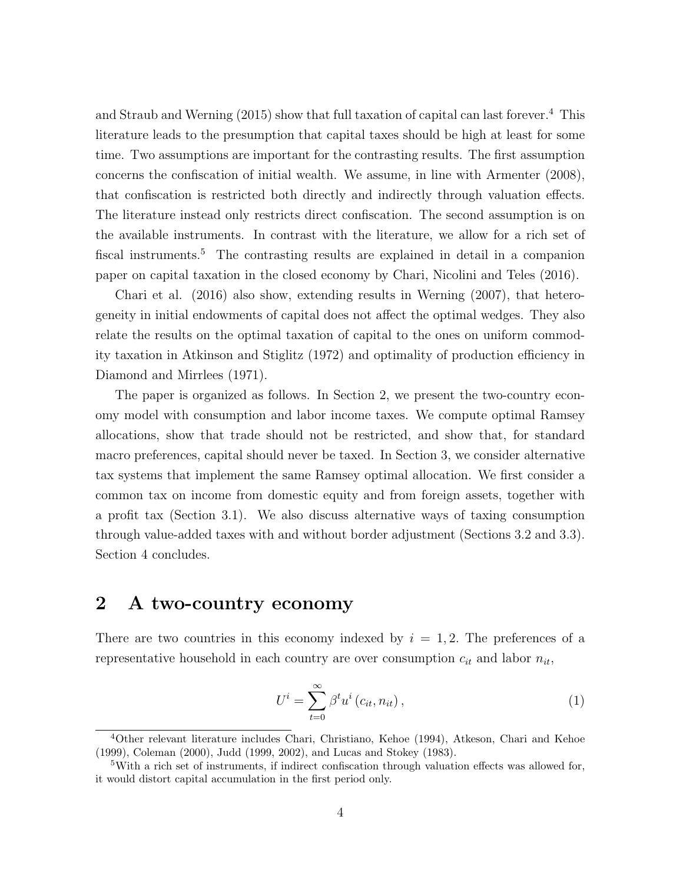and Straub and Werning (2015) show that full taxation of capital can last forever.[4] This literature leads to the presumption that capital taxes should be high at least for some time. Two assumptions are important for the contrasting results. The first assumption concerns the confiscation of initial wealth. We assume, in line with Armenter (2008), that confiscation is restricted both directly and indirectly through valuation effects. The literature instead only restricts direct confiscation. The second assumption is on the available instruments. In contrast with the literature, we allow for a rich set of fiscal instruments.[5] The contrasting results are explained in detail in a companion paper on capital taxation in the closed economy by Chari, Nicolini and Teles (2016).

Chari et al. (2016) also show, extending results in Werning (2007), that heterogeneity in initial endowments of capital does not affect the optimal wedges. They also relate the results on the optimal taxation of capital to the ones on uniform commodity taxation in Atkinson and Stiglitz (1972) and optimality of production efficiency in Diamond and Mirrlees (1971).

The paper is organized as follows. In Section 2, we present the two-country economy model with consumption and labor income taxes. We compute optimal Ramsey allocations, show that trade should not be restricted, and show that, for standard macro preferences, capital should never be taxed. In Section 3, we consider alternative tax systems that implement the same Ramsey optimal allocation. We first consider a common tax on income from domestic equity and from foreign assets, together with a profit tax (Section 3.1). We also discuss alternative ways of taxing consumption through value-added taxes with and without border adjustment (Sections 3.2 and 3.3). Section 4 concludes.

## 2 A two-country economy

There are two countries in this economy indexed by $i = 1, 2$. The preferences of a representative household in each country are over consumption $c_{it}$ and labor $n_{it}$,

$$U^i = \sum_{t=0}^{\infty} \beta^t u^i \left( c_{it}, n_{it} \right), \tag{1}$$

[4] Other relevant literature includes Chari, Christiano, Kehoe (1994), Atkeson, Chari and Kehoe (1999), Coleman (2000), Judd (1999, 2002), and Lucas and Stokey (1983).

[5] With a rich set of instruments, if indirect confiscation through valuation effects was allowed for, it would distort capital accumulation in the first period only.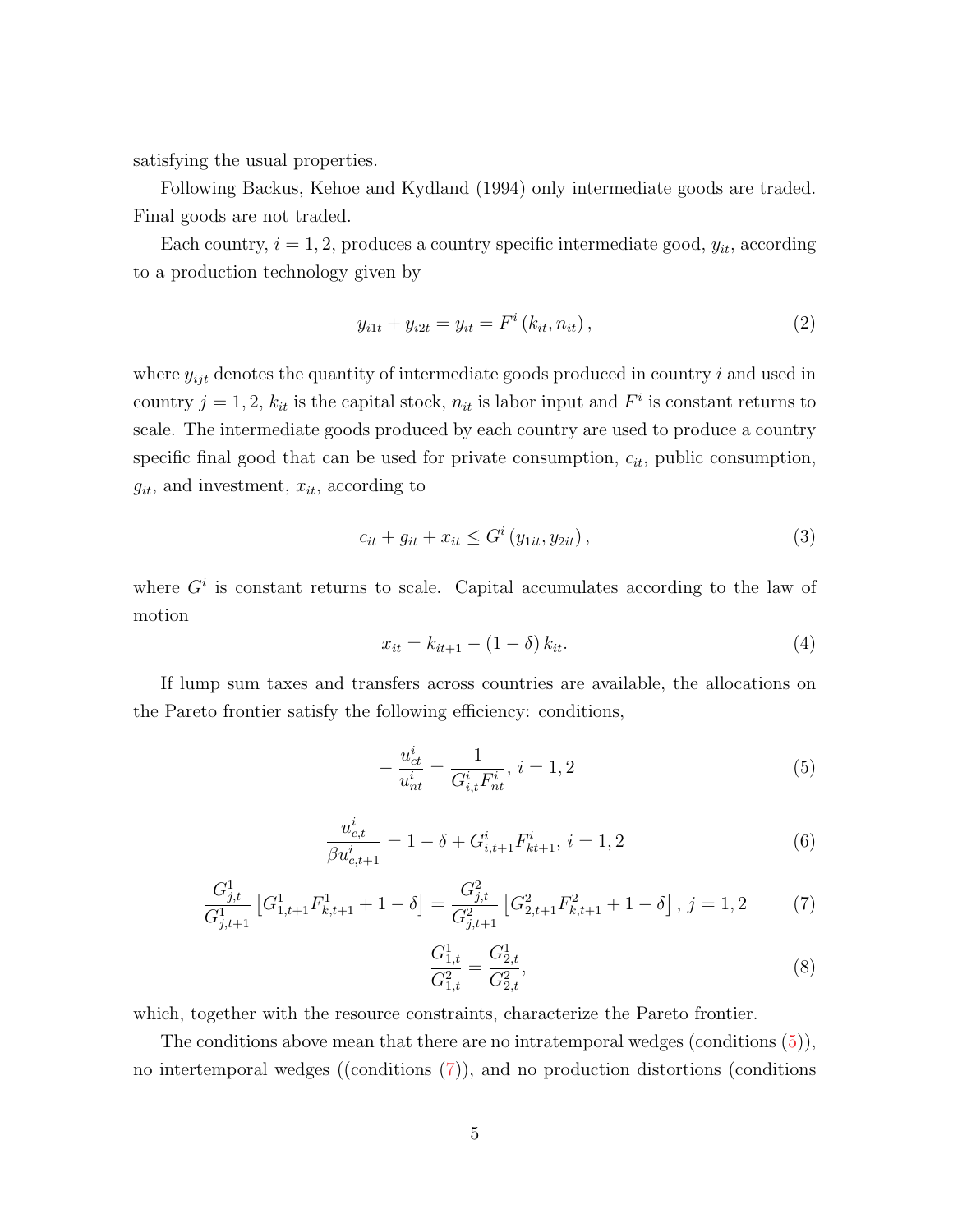satisfying the usual properties.

Following Backus, Kehoe and Kydland (1994) only intermediate goods are traded. Final goods are not traded.

Each country, $i = 1, 2$, produces a country specific intermediate good, $y_{it}$, according to a production technology given by

$$y_{i1t} + y_{i2t} = y_{it} = F^i(k_{it}, n_{it}), \tag{2}$$

where $y_{ijt}$ denotes the quantity of intermediate goods produced in country $i$ and used in country $j = 1, 2$, $k_{it}$ is the capital stock, $n_{it}$ is labor input and $F^i$ is constant returns to scale. The intermediate goods produced by each country are used to produce a country specific final good that can be used for private consumption, $c_{it}$, public consumption, $g_{it}$, and investment, $x_{it}$, according to

$$c_{it} + g_{it} + x_{it} \leq G^i(y_{1it}, y_{2it}), \tag{3}$$

where $G^i$ is constant returns to scale. Capital accumulates according to the law of motion

$$x_{it} = k_{it+1} - (1-\delta)k_{it}. \tag{4}$$

If lump sum taxes and transfers across countries are available, the allocations on the Pareto frontier satisfy the following efficiency: conditions,

$$-\frac{u^i_{ct}}{u^i_{nt}} = \frac{1}{G^i_{i,t}F^i_{nt}},\ i = 1, 2 \tag{5}$$

$$\frac{u^i_{c,t}}{\beta u^i_{c,t+1}} = 1 - \delta + G^i_{i,t+1}F^i_{kt+1},\ i = 1, 2 \tag{6}$$

$$\frac{G^1_{j,t}}{G^1_{j,t+1}}\left[G^1_{1,t+1}F^1_{k,t+1} + 1 - \delta\right] = \frac{G^2_{j,t}}{G^2_{j,t+1}}\left[G^2_{2,t+1}F^2_{k,t+1} + 1 - \delta\right],\ j = 1, 2 \tag{7}$$

$$\frac{G^1_{1,t}}{G^2_{1,t}} = \frac{G^1_{2,t}}{G^2_{2,t}}, \tag{8}$$

which, together with the resource constraints, characterize the Pareto frontier.

The conditions above mean that there are no intratemporal wedges (conditions (5)), no intertemporal wedges ((conditions (7)), and no production distortions (conditions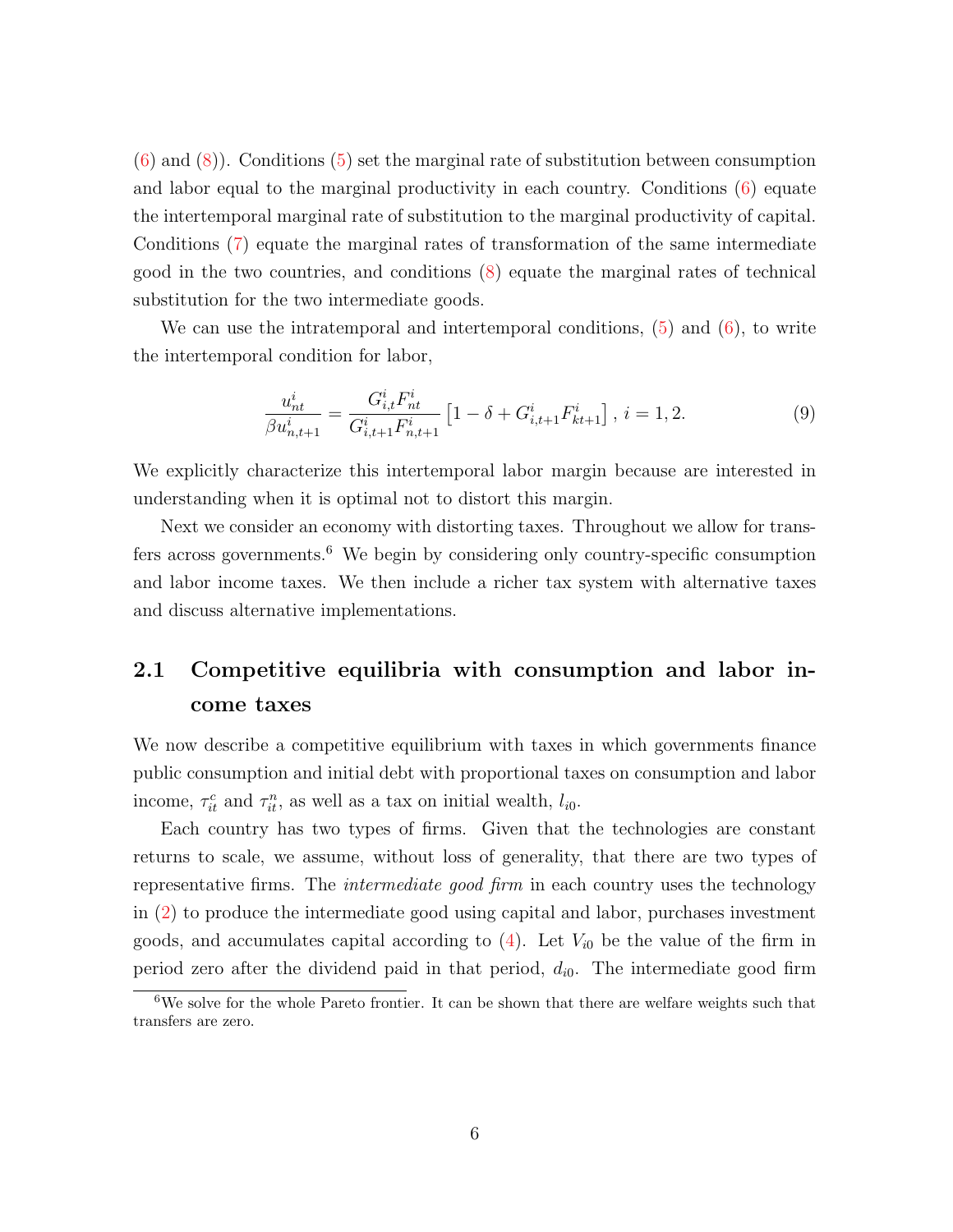(6) and (8)). Conditions (5) set the marginal rate of substitution between consumption and labor equal to the marginal productivity in each country. Conditions (6) equate the intertemporal marginal rate of substitution to the marginal productivity of capital. Conditions (7) equate the marginal rates of transformation of the same intermediate good in the two countries, and conditions (8) equate the marginal rates of technical substitution for the two intermediate goods.

We can use the intratemporal and intertemporal conditions, (5) and (6), to write the intertemporal condition for labor,

$$\frac{u^i_{nt}}{\beta u^i_{n,t+1}} = \frac{G^i_{i,t} F^i_{nt}}{G^i_{i,t+1} F^i_{n,t+1}} \left[1 - \delta + G^i_{i,t+1} F^i_{kt+1}\right],\ i = 1, 2. \tag{9}$$

We explicitly characterize this intertemporal labor margin because are interested in understanding when it is optimal not to distort this margin.

Next we consider an economy with distorting taxes. Throughout we allow for transfers across governments.[6] We begin by considering only country-specific consumption and labor income taxes. We then include a richer tax system with alternative taxes and discuss alternative implementations.

## 2.1 Competitive equilibria with consumption and labor income taxes

We now describe a competitive equilibrium with taxes in which governments finance public consumption and initial debt with proportional taxes on consumption and labor income, $\tau^c_{it}$ and $\tau^n_{it}$, as well as a tax on initial wealth, $l_{i0}$.

Each country has two types of firms. Given that the technologies are constant returns to scale, we assume, without loss of generality, that there are two types of representative firms. The *intermediate good firm* in each country uses the technology in (2) to produce the intermediate good using capital and labor, purchases investment goods, and accumulates capital according to (4). Let $V_{i0}$ be the value of the firm in period zero after the dividend paid in that period, $d_{i0}$. The intermediate good firm

[6] We solve for the whole Pareto frontier. It can be shown that there are welfare weights such that transfers are zero.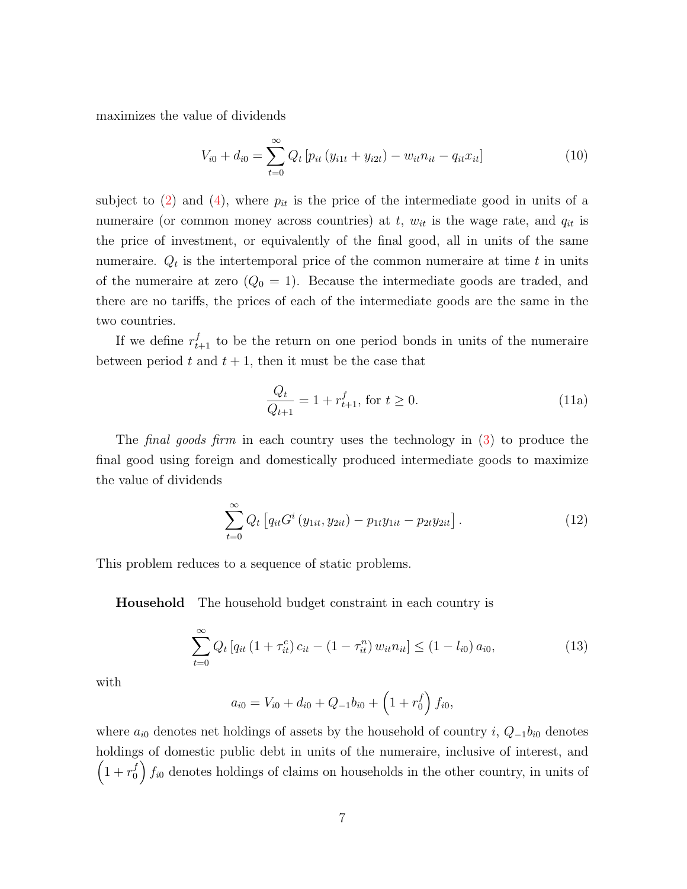maximizes the value of dividends

$$V_{i0} + d_{i0} = \sum_{t=0}^{\infty} Q_t \left[ p_{it} \left( y_{i1t} + y_{i2t} \right) - w_{it} n_{it} - q_{it} x_{it} \right] \tag{10}$$

subject to (2) and (4), where $p_{it}$ is the price of the intermediate good in units of a numeraire (or common money across countries) at $t$, $w_{it}$ is the wage rate, and $q_{it}$ is the price of investment, or equivalently of the final good, all in units of the same numeraire. $Q_t$ is the intertemporal price of the common numeraire at time $t$ in units of the numeraire at zero ($Q_0 = 1$). Because the intermediate goods are traded, and there are no tariffs, the prices of each of the intermediate goods are the same in the two countries.

If we define $r_{t+1}^f$ to be the return on one period bonds in units of the numeraire between period $t$ and $t+1$, then it must be the case that

$$\frac{Q_t}{Q_{t+1}} = 1 + r_{t+1}^f, \text{ for } t \geq 0. \tag{11a}$$

The *final goods firm* in each country uses the technology in (3) to produce the final good using foreign and domestically produced intermediate goods to maximize the value of dividends

$$\sum_{t=0}^{\infty} Q_t \left[ q_{it} G^i \left( y_{1it}, y_{2it} \right) - p_{1t} y_{1it} - p_{2t} y_{2it} \right]. \tag{12}$$

This problem reduces to a sequence of static problems.

**Household** The household budget constraint in each country is

$$\sum_{t=0}^{\infty} Q_t \left[ q_{it} \left( 1 + \tau_{it}^c \right) c_{it} - \left( 1 - \tau_{it}^n \right) w_{it} n_{it} \right] \leq \left( 1 - l_{i0} \right) a_{i0}, \tag{13}$$

with

$$a_{i0} = V_{i0} + d_{i0} + Q_{-1} b_{i0} + \left( 1 + r_0^f \right) f_{i0},$$

where $a_{i0}$ denotes net holdings of assets by the household of country $i$, $Q_{-1} b_{i0}$ denotes holdings of domestic public debt in units of the numeraire, inclusive of interest, and $\left( 1 + r_0^f \right) f_{i0}$ denotes holdings of claims on households in the other country, in units of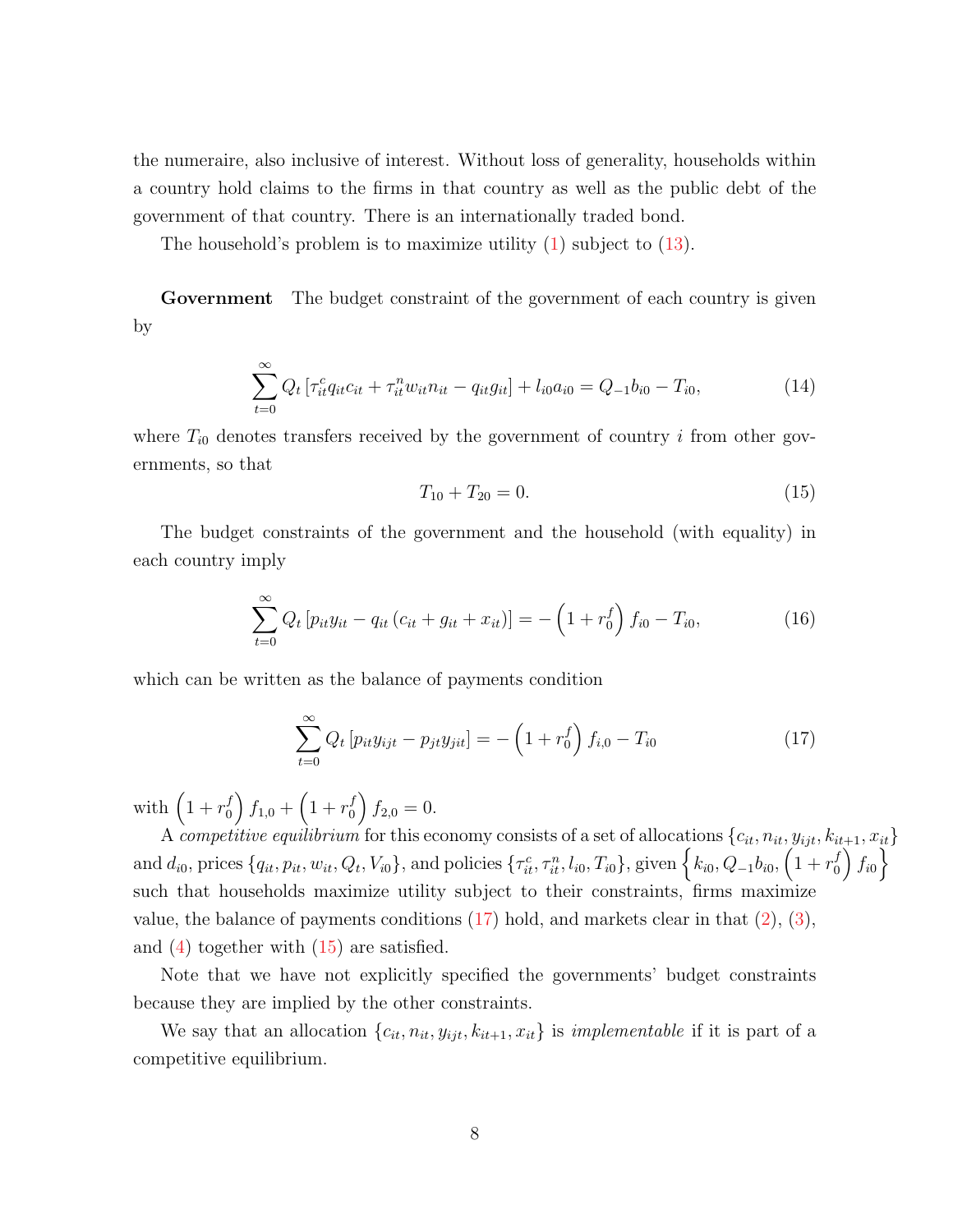the numeraire, also inclusive of interest. Without loss of generality, households within a country hold claims to the firms in that country as well as the public debt of the government of that country. There is an internationally traded bond.

The household's problem is to maximize utility (1) subject to (13).

**Government** The budget constraint of the government of each country is given by

$$\sum_{t=0}^{\infty} Q_t \left[\tau_{it}^c q_{it} c_{it} + \tau_{it}^n w_{it} n_{it} - q_{it} g_{it}\right] + l_{i0} a_{i0} = Q_{-1} b_{i0} - T_{i0}, \tag{14}$$

where $T_{i0}$ denotes transfers received by the government of country $i$ from other governments, so that

$$T_{10} + T_{20} = 0. \tag{15}$$

The budget constraints of the government and the household (with equality) in each country imply

$$\sum_{t=0}^{\infty} Q_t \left[p_{it} y_{it} - q_{it}\left(c_{it} + g_{it} + x_{it}\right)\right] = -\left(1 + r_0^f\right) f_{i0} - T_{i0}, \tag{16}$$

which can be written as the balance of payments condition

$$\sum_{t=0}^{\infty} Q_t \left[p_{it} y_{ijt} - p_{jt} y_{jit}\right] = -\left(1 + r_0^f\right) f_{i,0} - T_{i0} \tag{17}$$

with $\left(1 + r_0^f\right) f_{1,0} + \left(1 + r_0^f\right) f_{2,0} = 0$.

A *competitive equilibrium* for this economy consists of a set of allocations $\{c_{it}, n_{it}, y_{ijt}, k_{it+1}, x_{it}\}$ and $d_{i0}$, prices $\{q_{it}, p_{it}, w_{it}, Q_t, V_{i0}\}$, and policies $\{\tau_{it}^c, \tau_{it}^n, l_{i0}, T_{i0}\}$, given $\left\{k_{i0}, Q_{-1} b_{i0}, \left(1 + r_0^f\right) f_{i0}\right\}$ such that households maximize utility subject to their constraints, firms maximize value, the balance of payments conditions (17) hold, and markets clear in that (2), (3), and (4) together with (15) are satisfied.

Note that we have not explicitly specified the governments' budget constraints because they are implied by the other constraints.

We say that an allocation $\{c_{it}, n_{it}, y_{ijt}, k_{it+1}, x_{it}\}$ is *implementable* if it is part of a competitive equilibrium.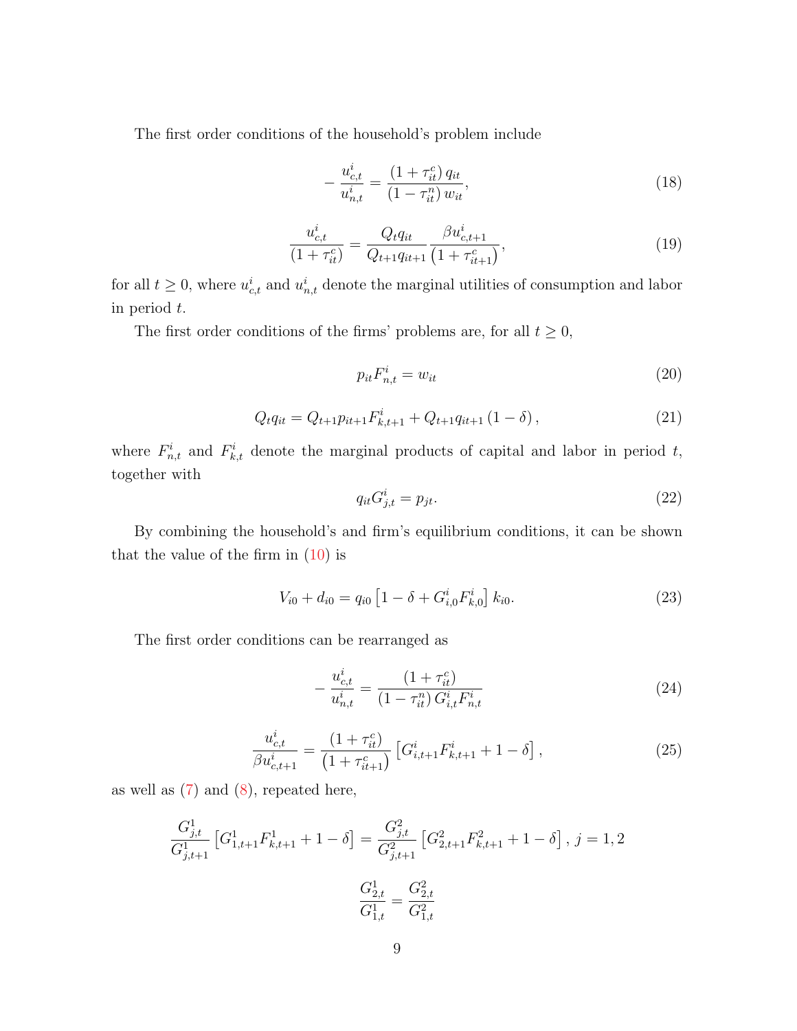The first order conditions of the household's problem include

$$-\frac{u^i_{c,t}}{u^i_{n,t}} = \frac{\left(1+\tau^c_{it}\right) q_{it}}{\left(1-\tau^n_{it}\right) w_{it}}, \tag{18}$$

$$\frac{u^i_{c,t}}{\left(1+\tau^c_{it}\right)} = \frac{Q_t q_{it}}{Q_{t+1} q_{it+1}} \frac{\beta u^i_{c,t+1}}{\left(1+\tau^c_{it+1}\right)}, \tag{19}$$

for all $t \geq 0$, where $u^i_{c,t}$ and $u^i_{n,t}$ denote the marginal utilities of consumption and labor in period $t$.

The first order conditions of the firms' problems are, for all $t \geq 0$,

$$p_{it} F^i_{n,t} = w_{it} \tag{20}$$

$$Q_t q_{it} = Q_{t+1} p_{it+1} F^i_{k,t+1} + Q_{t+1} q_{it+1} \left(1-\delta\right), \tag{21}$$

where $F^i_{n,t}$ and $F^i_{k,t}$ denote the marginal products of capital and labor in period $t$, together with

$$q_{it} G^i_{j,t} = p_{jt}. \tag{22}$$

By combining the household's and firm's equilibrium conditions, it can be shown that the value of the firm in (10) is

$$V_{i0} + d_{i0} = q_{i0} \left[1 - \delta + G^i_{i,0} F^i_{k,0}\right] k_{i0}. \tag{23}$$

The first order conditions can be rearranged as

$$-\frac{u^i_{c,t}}{u^i_{n,t}} = \frac{\left(1+\tau^c_{it}\right)}{\left(1-\tau^n_{it}\right) G^i_{i,t} F^i_{n,t}} \tag{24}$$

$$\frac{u^i_{c,t}}{\beta u^i_{c,t+1}} = \frac{\left(1+\tau^c_{it}\right)}{\left(1+\tau^c_{it+1}\right)} \left[G^i_{i,t+1} F^i_{k,t+1} + 1 - \delta\right], \tag{25}$$

as well as (7) and (8), repeated here,

$$\frac{G^1_{j,t}}{G^1_{j,t+1}} \left[G^1_{1,t+1} F^1_{k,t+1} + 1 - \delta\right] = \frac{G^2_{j,t}}{G^2_{j,t+1}} \left[G^2_{2,t+1} F^2_{k,t+1} + 1 - \delta\right], \; j = 1, 2$$

$$\frac{G^1_{2,t}}{G^1_{1,t}} = \frac{G^2_{2,t}}{G^2_{1,t}}$$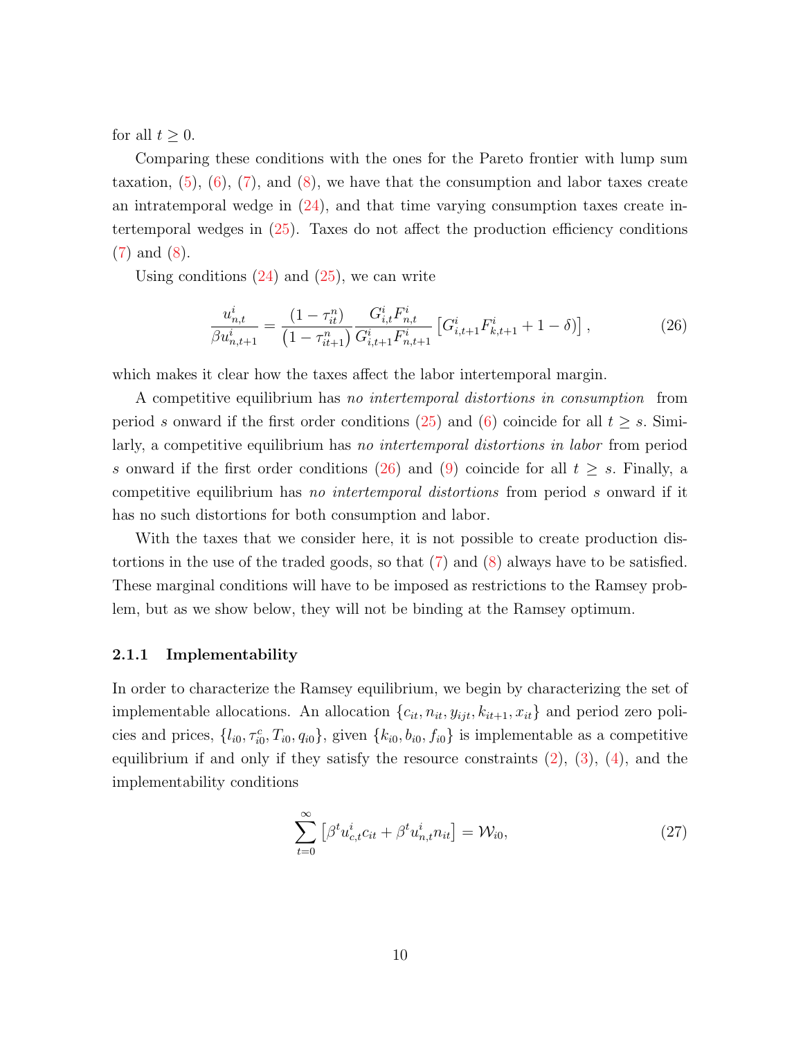for all $t \geq 0$.

Comparing these conditions with the ones for the Pareto frontier with lump sum taxation, (5), (6), (7), and (8), we have that the consumption and labor taxes create an intratemporal wedge in (24), and that time varying consumption taxes create intertemporal wedges in (25). Taxes do not affect the production efficiency conditions (7) and (8).

Using conditions (24) and (25), we can write

$$\frac{u^i_{n,t}}{\beta u^i_{n,t+1}} = \frac{(1-\tau^n_{it})}{(1-\tau^n_{it+1})} \frac{G^i_{i,t} F^i_{n,t}}{G^i_{i,t+1} F^i_{n,t+1}} \left[ G^i_{i,t+1} F^i_{k,t+1} + 1 - \delta \right], \tag{26}$$

which makes it clear how the taxes affect the labor intertemporal margin.

A competitive equilibrium has *no intertemporal distortions in consumption* from period $s$ onward if the first order conditions (25) and (6) coincide for all $t \geq s$. Similarly, a competitive equilibrium has *no intertemporal distortions in labor* from period $s$ onward if the first order conditions (26) and (9) coincide for all $t \geq s$. Finally, a competitive equilibrium has *no intertemporal distortions* from period $s$ onward if it has no such distortions for both consumption and labor.

With the taxes that we consider here, it is not possible to create production distortions in the use of the traded goods, so that (7) and (8) always have to be satisfied. These marginal conditions will have to be imposed as restrictions to the Ramsey problem, but as we show below, they will not be binding at the Ramsey optimum.

### 2.1.1 Implementability

In order to characterize the Ramsey equilibrium, we begin by characterizing the set of implementable allocations. An allocation $\{c_{it}, n_{it}, y_{ijt}, k_{it+1}, x_{it}\}$ and period zero policies and prices, $\{l_{i0}, \tau^c_{i0}, T_{i0}, q_{i0}\}$, given $\{k_{i0}, b_{i0}, f_{i0}\}$ is implementable as a competitive equilibrium if and only if they satisfy the resource constraints (2), (3), (4), and the implementability conditions

$$\sum_{t=0}^{\infty} \left[ \beta^t u^i_{c,t} c_{it} + \beta^t u^i_{n,t} n_{it} \right] = \mathcal{W}_{i0}, \tag{27}$$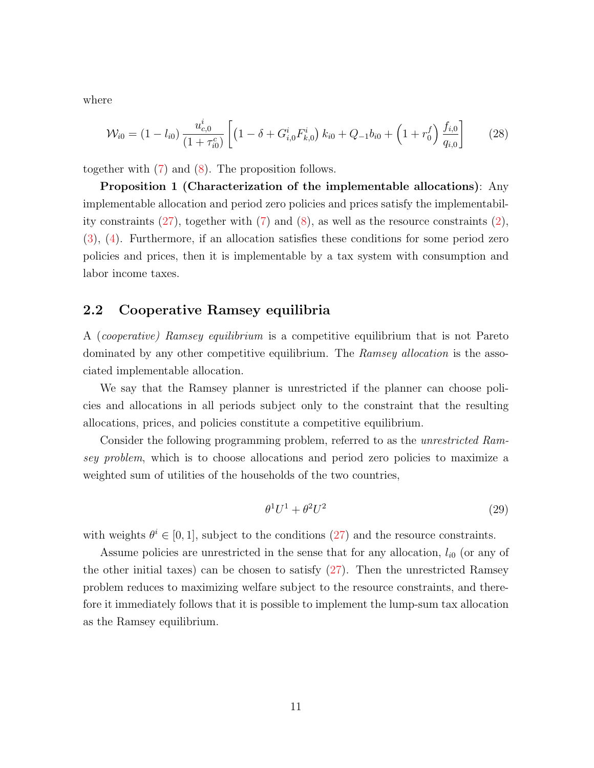where

$$\mathcal{W}_{i0} = (1 - l_{i0}) \frac{u^i_{c,0}}{(1+\tau^c_{i0})} \left[ \left(1 - \delta + G^i_{i,0} F^i_{k,0}\right) k_{i0} + Q_{-1} b_{i0} + \left(1 + r^f_0\right) \frac{f_{i,0}}{q_{i,0}} \right] \tag{28}$$

together with (7) and (8). The proposition follows.

**Proposition 1 (Characterization of the implementable allocations)**: Any implementable allocation and period zero policies and prices satisfy the implementability constraints (27), together with (7) and (8), as well as the resource constraints (2), (3), (4). Furthermore, if an allocation satisfies these conditions for some period zero policies and prices, then it is implementable by a tax system with consumption and labor income taxes.

## 2.2 Cooperative Ramsey equilibria

A *(cooperative) Ramsey equilibrium* is a competitive equilibrium that is not Pareto dominated by any other competitive equilibrium. The *Ramsey allocation* is the associated implementable allocation.

We say that the Ramsey planner is unrestricted if the planner can choose policies and allocations in all periods subject only to the constraint that the resulting allocations, prices, and policies constitute a competitive equilibrium.

Consider the following programming problem, referred to as the *unrestricted Ramsey problem*, which is to choose allocations and period zero policies to maximize a weighted sum of utilities of the households of the two countries,

$$\theta^1 U^1 + \theta^2 U^2 \tag{29}$$

with weights $\theta^i \in [0, 1]$, subject to the conditions (27) and the resource constraints.

Assume policies are unrestricted in the sense that for any allocation, $l_{i0}$ (or any of the other initial taxes) can be chosen to satisfy (27). Then the unrestricted Ramsey problem reduces to maximizing welfare subject to the resource constraints, and therefore it immediately follows that it is possible to implement the lump-sum tax allocation as the Ramsey equilibrium.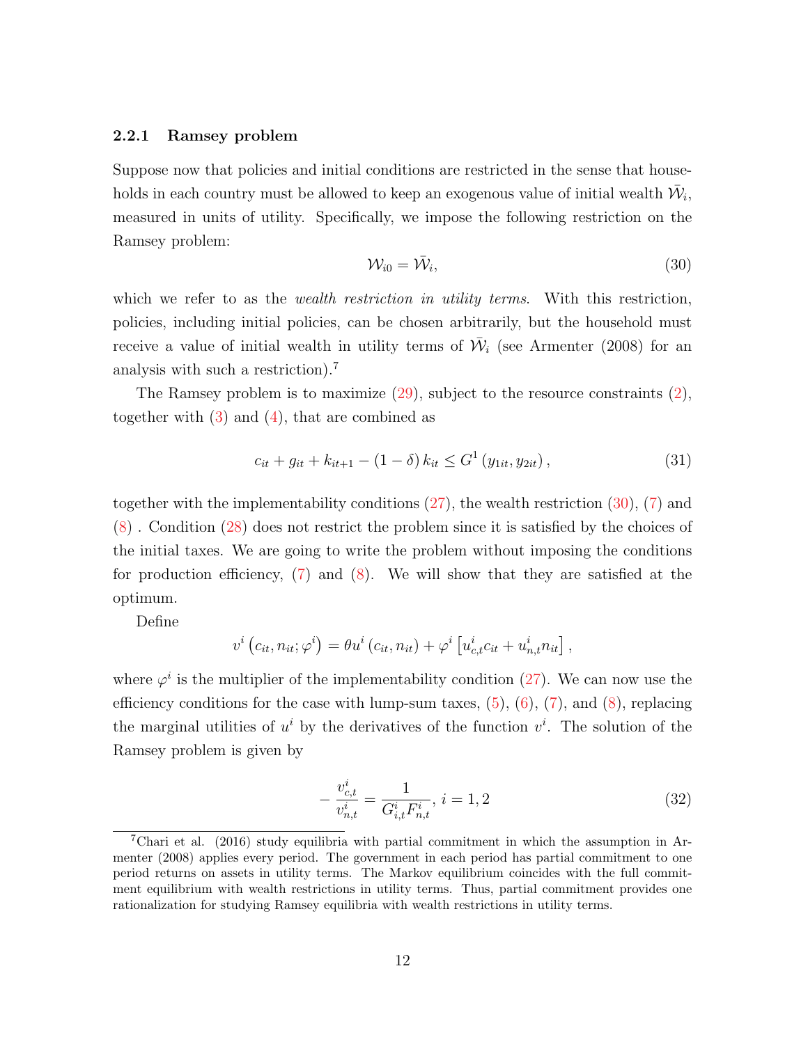#### 2.2.1 Ramsey problem

Suppose now that policies and initial conditions are restricted in the sense that households in each country must be allowed to keep an exogenous value of initial wealth $\bar{\mathcal{W}}_i$, measured in units of utility. Specifically, we impose the following restriction on the Ramsey problem:

$$\mathcal{W}_{i0} = \bar{\mathcal{W}}_i, \tag{30}$$

which we refer to as the *wealth restriction in utility terms*. With this restriction, policies, including initial policies, can be chosen arbitrarily, but the household must receive a value of initial wealth in utility terms of $\bar{\mathcal{W}}_i$ (see Armenter (2008) for an analysis with such a restriction).[7]

The Ramsey problem is to maximize (29), subject to the resource constraints (2), together with (3) and (4), that are combined as

$$c_{it} + g_{it} + k_{it+1} - (1-\delta)\,k_{it} \leq G^1\left(y_{1it}, y_{2it}\right), \tag{31}$$

together with the implementability conditions (27), the wealth restriction (30), (7) and (8) . Condition (28) does not restrict the problem since it is satisfied by the choices of the initial taxes. We are going to write the problem without imposing the conditions for production efficiency, (7) and (8). We will show that they are satisfied at the optimum.

Define

$$v^i\left(c_{it}, n_{it}; \varphi^i\right) = \theta u^i\left(c_{it}, n_{it}\right) + \varphi^i\left[u^i_{c,t} c_{it} + u^i_{n,t} n_{it}\right],$$

where $\varphi^i$ is the multiplier of the implementability condition (27). We can now use the efficiency conditions for the case with lump-sum taxes, (5), (6), (7), and (8), replacing the marginal utilities of $u^i$ by the derivatives of the function $v^i$. The solution of the Ramsey problem is given by

$$-\frac{v^i_{c,t}}{v^i_{n,t}} = \frac{1}{G^i_{i,t} F^i_{n,t}},\; i = 1, 2 \tag{32}$$

[7] Chari et al. (2016) study equilibria with partial commitment in which the assumption in Armenter (2008) applies every period. The government in each period has partial commitment to one period returns on assets in utility terms. The Markov equilibrium coincides with the full commitment equilibrium with wealth restrictions in utility terms. Thus, partial commitment provides one rationalization for studying Ramsey equilibria with wealth restrictions in utility terms.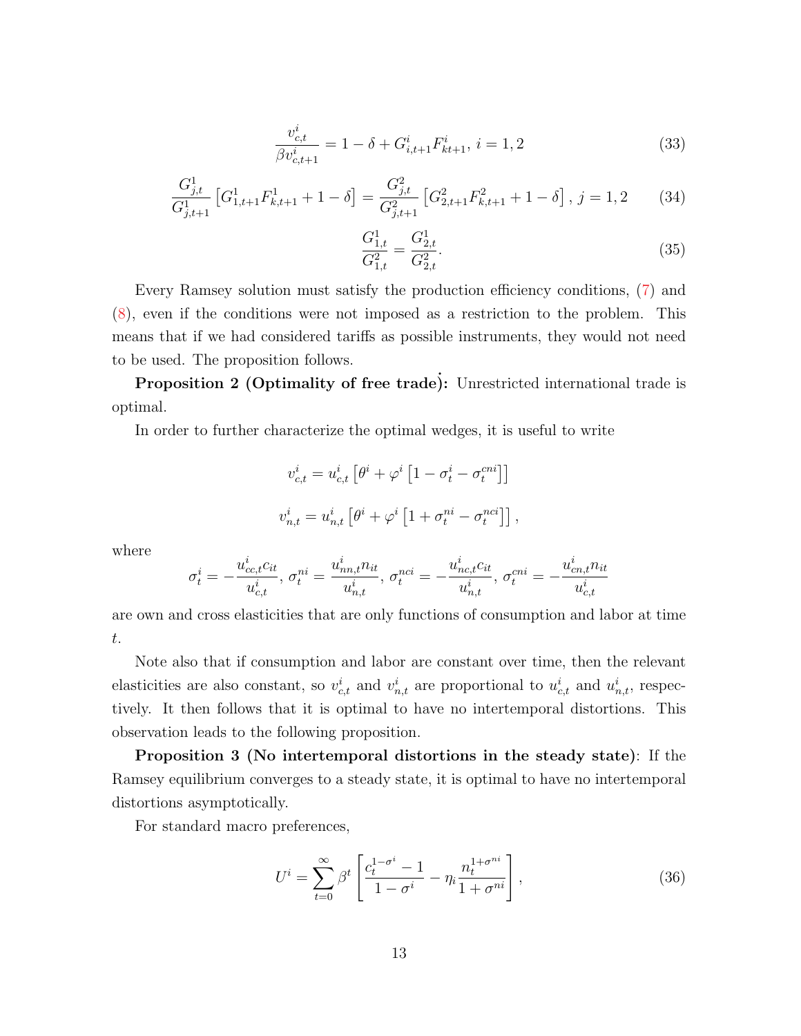$$\frac{v_{c,t}^i}{\beta v_{c,t+1}^i} = 1 - \delta + G_{i,t+1}^i F_{kt+1}^i,\ i = 1, 2 \tag{33}$$

$$\frac{G_{j,t}^1}{G_{j,t+1}^1}\left[G_{1,t+1}^1 F_{k,t+1}^1 + 1 - \delta\right] = \frac{G_{j,t}^2}{G_{j,t+1}^2}\left[G_{2,t+1}^2 F_{k,t+1}^2 + 1 - \delta\right],\ j = 1, 2 \tag{34}$$

$$\frac{G_{1,t}^1}{G_{1,t}^2} = \frac{G_{2,t}^1}{G_{2,t}^2}. \tag{35}$$

Every Ramsey solution must satisfy the production efficiency conditions, (7) and (8), even if the conditions were not imposed as a restriction to the problem. This means that if we had considered tariffs as possible instruments, they would not need to be used. The proposition follows.

**Proposition 2 (Optimality of free trade):** Unrestricted international trade is optimal.

In order to further characterize the optimal wedges, it is useful to write

$$v_{c,t}^i = u_{c,t}^i\left[\theta^i + \varphi^i\left[1 - \sigma_t^i - \sigma_t^{cni}\right]\right]$$

$$v_{n,t}^i = u_{n,t}^i\left[\theta^i + \varphi^i\left[1 + \sigma_t^{ni} - \sigma_t^{nci}\right]\right],$$

where

$$\sigma_t^i = -\frac{u_{cc,t}^i c_{it}}{u_{c,t}^i},\ \sigma_t^{ni} = \frac{u_{nn,t}^i n_{it}}{u_{n,t}^i},\ \sigma_t^{nci} = -\frac{u_{nc,t}^i c_{it}}{u_{n,t}^i},\ \sigma_t^{cni} = -\frac{u_{cn,t}^i n_{it}}{u_{c,t}^i}$$

are own and cross elasticities that are only functions of consumption and labor at time $t$.

Note also that if consumption and labor are constant over time, then the relevant elasticities are also constant, so $v_{c,t}^i$ and $v_{n,t}^i$ are proportional to $u_{c,t}^i$ and $u_{n,t}^i$, respectively. It then follows that it is optimal to have no intertemporal distortions. This observation leads to the following proposition.

**Proposition 3 (No intertemporal distortions in the steady state)**: If the Ramsey equilibrium converges to a steady state, it is optimal to have no intertemporal distortions asymptotically.

For standard macro preferences,

$$U^i = \sum_{t=0}^{\infty}\beta^t\left[\frac{c_t^{1-\sigma^i} - 1}{1 - \sigma^i} - \eta_i\frac{n_t^{1+\sigma^{ni}}}{1 + \sigma^{ni}}\right], \tag{36}$$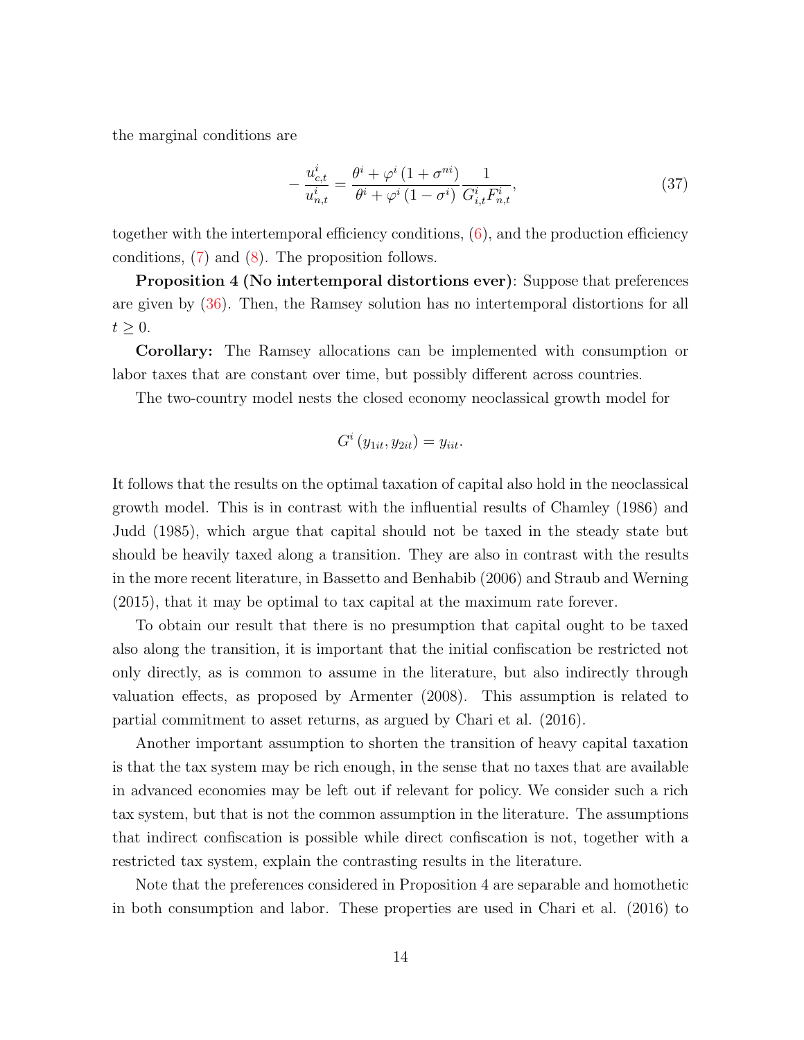the marginal conditions are

$$-\frac{u^i_{c,t}}{u^i_{n,t}} = \frac{\theta^i + \varphi^i \left(1+\sigma^{ni}\right)}{\theta^i + \varphi^i \left(1-\sigma^i\right)} \frac{1}{G^i_{i,t} F^i_{n,t}}, \tag{37}$$

together with the intertemporal efficiency conditions, (6), and the production efficiency conditions, (7) and (8). The proposition follows.

**Proposition 4 (No intertemporal distortions ever)**: Suppose that preferences are given by (36). Then, the Ramsey solution has no intertemporal distortions for all $t \geq 0$.

**Corollary:** The Ramsey allocations can be implemented with consumption or labor taxes that are constant over time, but possibly different across countries.

The two-country model nests the closed economy neoclassical growth model for

$$G^i \left(y_{1it}, y_{2it}\right) = y_{iit}.$$

It follows that the results on the optimal taxation of capital also hold in the neoclassical growth model. This is in contrast with the influential results of Chamley (1986) and Judd (1985), which argue that capital should not be taxed in the steady state but should be heavily taxed along a transition. They are also in contrast with the results in the more recent literature, in Bassetto and Benhabib (2006) and Straub and Werning (2015), that it may be optimal to tax capital at the maximum rate forever.

To obtain our result that there is no presumption that capital ought to be taxed also along the transition, it is important that the initial confiscation be restricted not only directly, as is common to assume in the literature, but also indirectly through valuation effects, as proposed by Armenter (2008). This assumption is related to partial commitment to asset returns, as argued by Chari et al. (2016).

Another important assumption to shorten the transition of heavy capital taxation is that the tax system may be rich enough, in the sense that no taxes that are available in advanced economies may be left out if relevant for policy. We consider such a rich tax system, but that is not the common assumption in the literature. The assumptions that indirect confiscation is possible while direct confiscation is not, together with a restricted tax system, explain the contrasting results in the literature.

Note that the preferences considered in Proposition 4 are separable and homothetic in both consumption and labor. These properties are used in Chari et al. (2016) to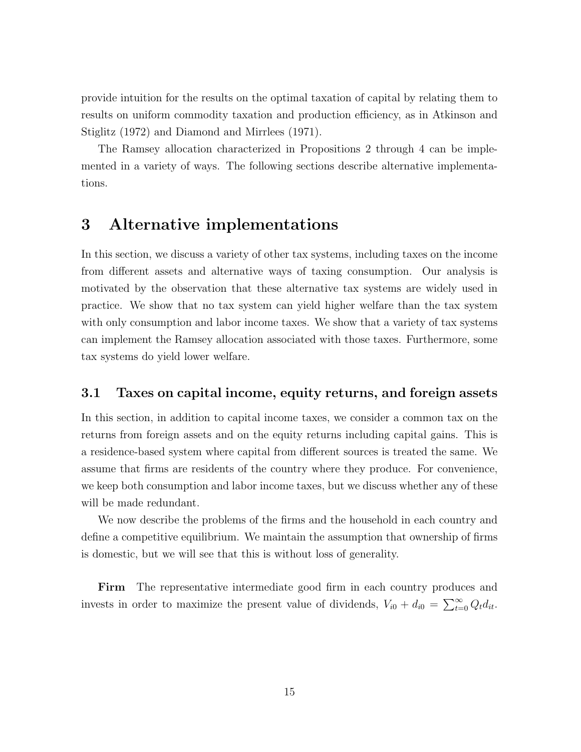provide intuition for the results on the optimal taxation of capital by relating them to results on uniform commodity taxation and production efficiency, as in Atkinson and Stiglitz (1972) and Diamond and Mirrlees (1971).

The Ramsey allocation characterized in Propositions 2 through 4 can be implemented in a variety of ways. The following sections describe alternative implementations.

# 3 Alternative implementations

In this section, we discuss a variety of other tax systems, including taxes on the income from different assets and alternative ways of taxing consumption. Our analysis is motivated by the observation that these alternative tax systems are widely used in practice. We show that no tax system can yield higher welfare than the tax system with only consumption and labor income taxes. We show that a variety of tax systems can implement the Ramsey allocation associated with those taxes. Furthermore, some tax systems do yield lower welfare.

## 3.1 Taxes on capital income, equity returns, and foreign assets

In this section, in addition to capital income taxes, we consider a common tax on the returns from foreign assets and on the equity returns including capital gains. This is a residence-based system where capital from different sources is treated the same. We assume that firms are residents of the country where they produce. For convenience, we keep both consumption and labor income taxes, but we discuss whether any of these will be made redundant.

We now describe the problems of the firms and the household in each country and define a competitive equilibrium. We maintain the assumption that ownership of firms is domestic, but we will see that this is without loss of generality.

**Firm** The representative intermediate good firm in each country produces and invests in order to maximize the present value of dividends, $V_{i0} + d_{i0} = \sum_{t=0}^{\infty} Q_t d_{it}$.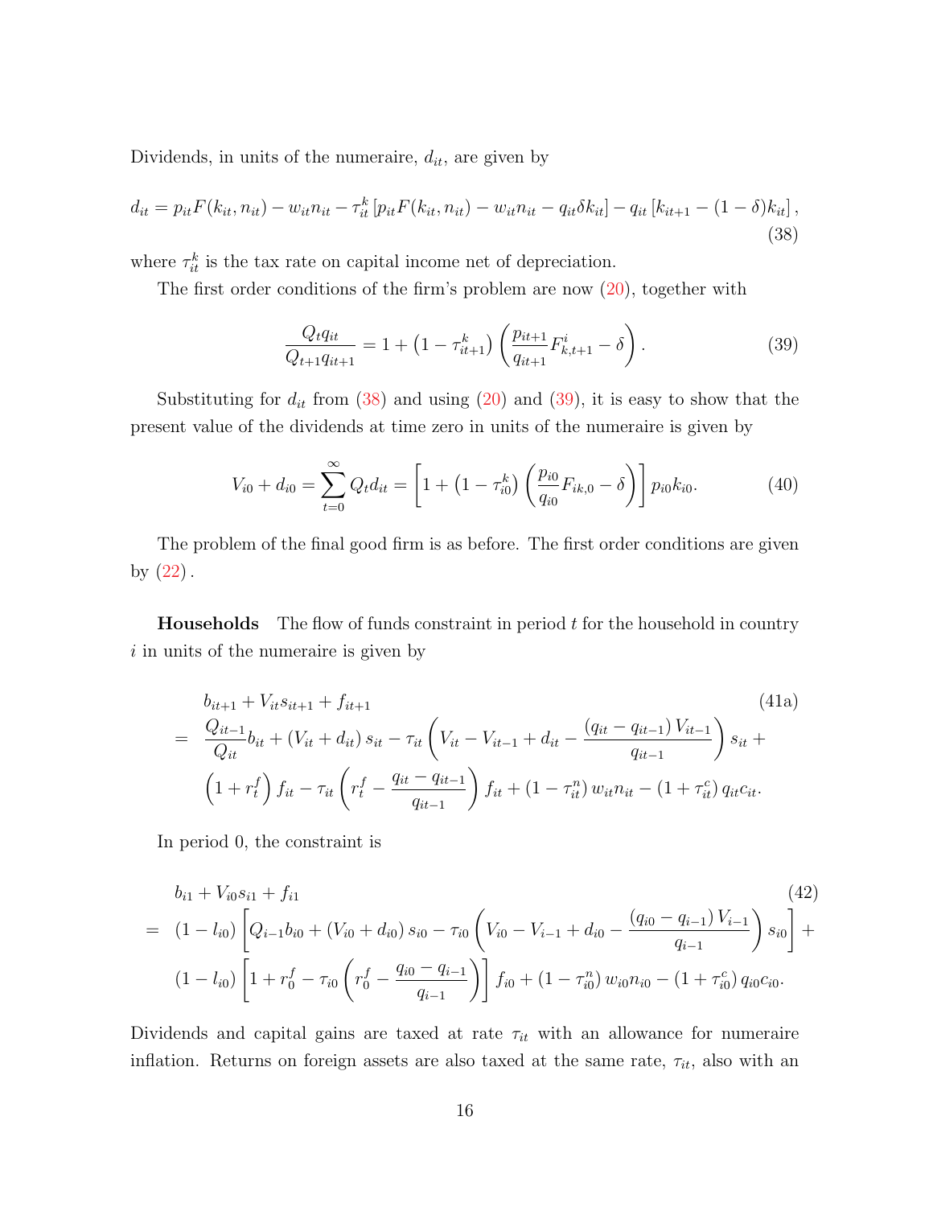Dividends, in units of the numeraire, $d_{it}$, are given by

$$d_{it} = p_{it}F(k_{it}, n_{it}) - w_{it}n_{it} - \tau_{it}^k \left[p_{it}F(k_{it}, n_{it}) - w_{it}n_{it} - q_{it}\delta k_{it}\right] - q_{it}\left[k_{it+1} - (1-\delta)k_{it}\right], \tag{38}$$

where $\tau_{it}^k$ is the tax rate on capital income net of depreciation.

The first order conditions of the firm's problem are now (20), together with

$$\frac{Q_t q_{it}}{Q_{t+1}q_{it+1}} = 1 + \left(1 - \tau_{it+1}^k\right)\left(\frac{p_{it+1}}{q_{it+1}}F_{k,t+1}^i - \delta\right). \tag{39}$$

Substituting for $d_{it}$ from (38) and using (20) and (39), it is easy to show that the present value of the dividends at time zero in units of the numeraire is given by

$$V_{i0} + d_{i0} = \sum_{t=0}^{\infty} Q_t d_{it} = \left[1 + \left(1 - \tau_{i0}^k\right)\left(\frac{p_{i0}}{q_{i0}}F_{ik,0} - \delta\right)\right] p_{i0}k_{i0}. \tag{40}$$

The problem of the final good firm is as before. The first order conditions are given by (22).

**Households** The flow of funds constraint in period $t$ for the household in country $i$ in units of the numeraire is given by

$$\begin{aligned}
& b_{it+1} + V_{it}s_{it+1} + f_{it+1} \qquad\qquad (41a)\\
= \;& \frac{Q_{it-1}}{Q_{it}}b_{it} + \left(V_{it} + d_{it}\right)s_{it} - \tau_{it}\left(V_{it} - V_{it-1} + d_{it} - \frac{\left(q_{it} - q_{it-1}\right)V_{it-1}}{q_{it-1}}\right)s_{it} + \\
& \left(1 + r_t^f\right)f_{it} - \tau_{it}\left(r_t^f - \frac{q_{it} - q_{it-1}}{q_{it-1}}\right)f_{it} + \left(1 - \tau_{it}^n\right)w_{it}n_{it} - \left(1 + \tau_{it}^c\right)q_{it}c_{it}.
\end{aligned}$$

In period 0, the constraint is

$$\begin{aligned}
& b_{i1} + V_{i0}s_{i1} + f_{i1} \qquad\qquad (42)\\
= \;& \left(1 - l_{i0}\right)\left[Q_{i-1}b_{i0} + \left(V_{i0} + d_{i0}\right)s_{i0} - \tau_{i0}\left(V_{i0} - V_{i-1} + d_{i0} - \frac{\left(q_{i0} - q_{i-1}\right)V_{i-1}}{q_{i-1}}\right)s_{i0}\right] + \\
& \left(1 - l_{i0}\right)\left[1 + r_0^f - \tau_{i0}\left(r_0^f - \frac{q_{i0} - q_{i-1}}{q_{i-1}}\right)\right]f_{i0} + \left(1 - \tau_{i0}^n\right)w_{i0}n_{i0} - \left(1 + \tau_{i0}^c\right)q_{i0}c_{i0}.
\end{aligned}$$

Dividends and capital gains are taxed at rate $\tau_{it}$ with an allowance for numeraire inflation. Returns on foreign assets are also taxed at the same rate, $\tau_{it}$, also with an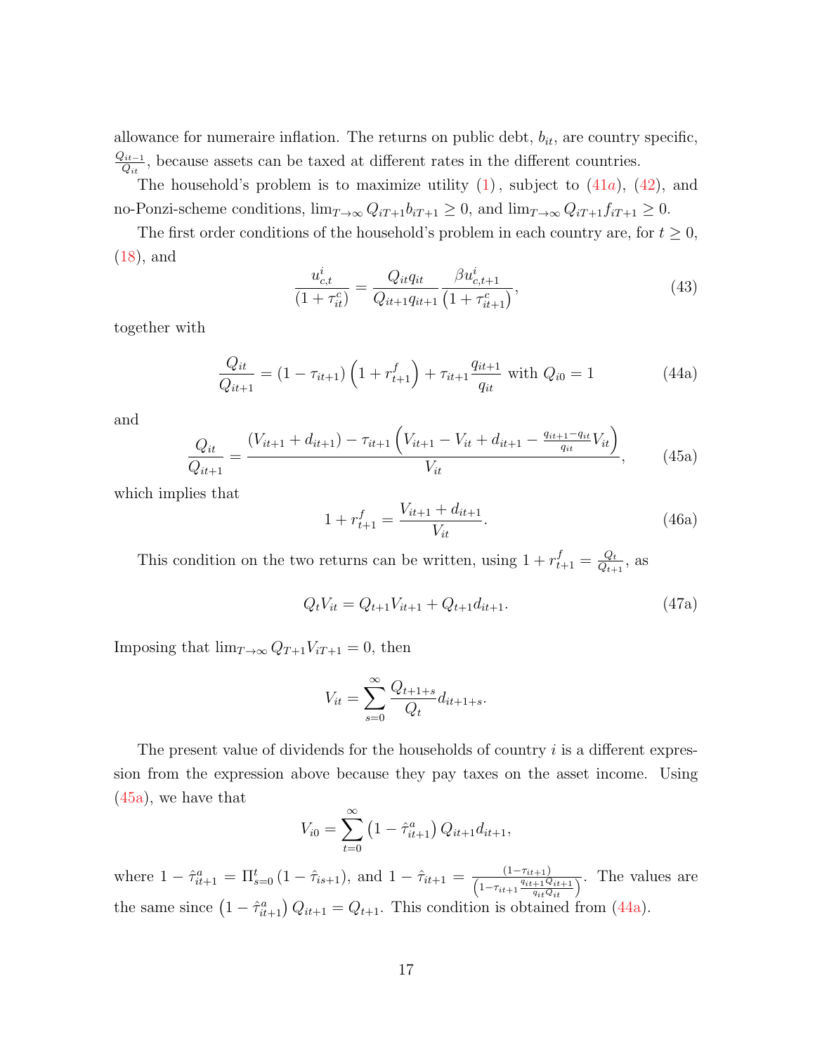allowance for numeraire inflation. The returns on public debt, $b_{it}$, are country specific, $\frac{Q_{it-1}}{Q_{it}}$, because assets can be taxed at different rates in the different countries.

The household's problem is to maximize utility (1), subject to (41a), (42), and no-Ponzi-scheme conditions, $\lim_{T\to\infty} Q_{iT+1}b_{iT+1} \geq 0$, and $\lim_{T\to\infty} Q_{iT+1}f_{iT+1} \geq 0$.

The first order conditions of the household's problem in each country are, for $t \geq 0$, (18), and

$$\frac{u^i_{c,t}}{(1+\tau^c_{it})} = \frac{Q_{it}q_{it}}{Q_{it+1}q_{it+1}} \frac{\beta u^i_{c,t+1}}{\left(1+\tau^c_{it+1}\right)}, \tag{43}$$

together with

$$\frac{Q_{it}}{Q_{it+1}} = (1-\tau_{it+1})\left(1+r^f_{t+1}\right) + \tau_{it+1}\frac{q_{it+1}}{q_{it}} \text{ with } Q_{i0}=1 \tag{44a}$$

and

$$\frac{Q_{it}}{Q_{it+1}} = \frac{(V_{it+1}+d_{it+1}) - \tau_{it+1}\left(V_{it+1} - V_{it} + d_{it+1} - \frac{q_{it+1}-q_{it}}{q_{it}}V_{it}\right)}{V_{it}}, \tag{45a}$$

which implies that

$$1+r^f_{t+1} = \frac{V_{it+1}+d_{it+1}}{V_{it}}. \tag{46a}$$

This condition on the two returns can be written, using $1+r^f_{t+1} = \frac{Q_t}{Q_{t+1}}$, as

$$Q_t V_{it} = Q_{t+1}V_{it+1} + Q_{t+1}d_{it+1}. \tag{47a}$$

Imposing that $\lim_{T\to\infty} Q_{T+1}V_{iT+1} = 0$, then

$$V_{it} = \sum_{s=0}^{\infty} \frac{Q_{t+1+s}}{Q_t} d_{it+1+s}.$$

The present value of dividends for the households of country $i$ is a different expression from the expression above because they pay taxes on the asset income. Using (45a), we have that

$$V_{i0} = \sum_{t=0}^{\infty} \left(1-\hat{\tau}^a_{it+1}\right) Q_{it+1} d_{it+1},$$

where $1-\hat{\tau}^a_{it+1} = \Pi^t_{s=0}\left(1-\hat{\tau}_{is+1}\right)$, and $1-\hat{\tau}_{it+1} = \frac{(1-\tau_{it+1})}{\left(1-\tau_{it+1}\frac{q_{it+1}Q_{it+1}}{q_{it}Q_{it}}\right)}$. The values are the same since $\left(1-\hat{\tau}^a_{it+1}\right)Q_{it+1} = Q_{t+1}$. This condition is obtained from (44a).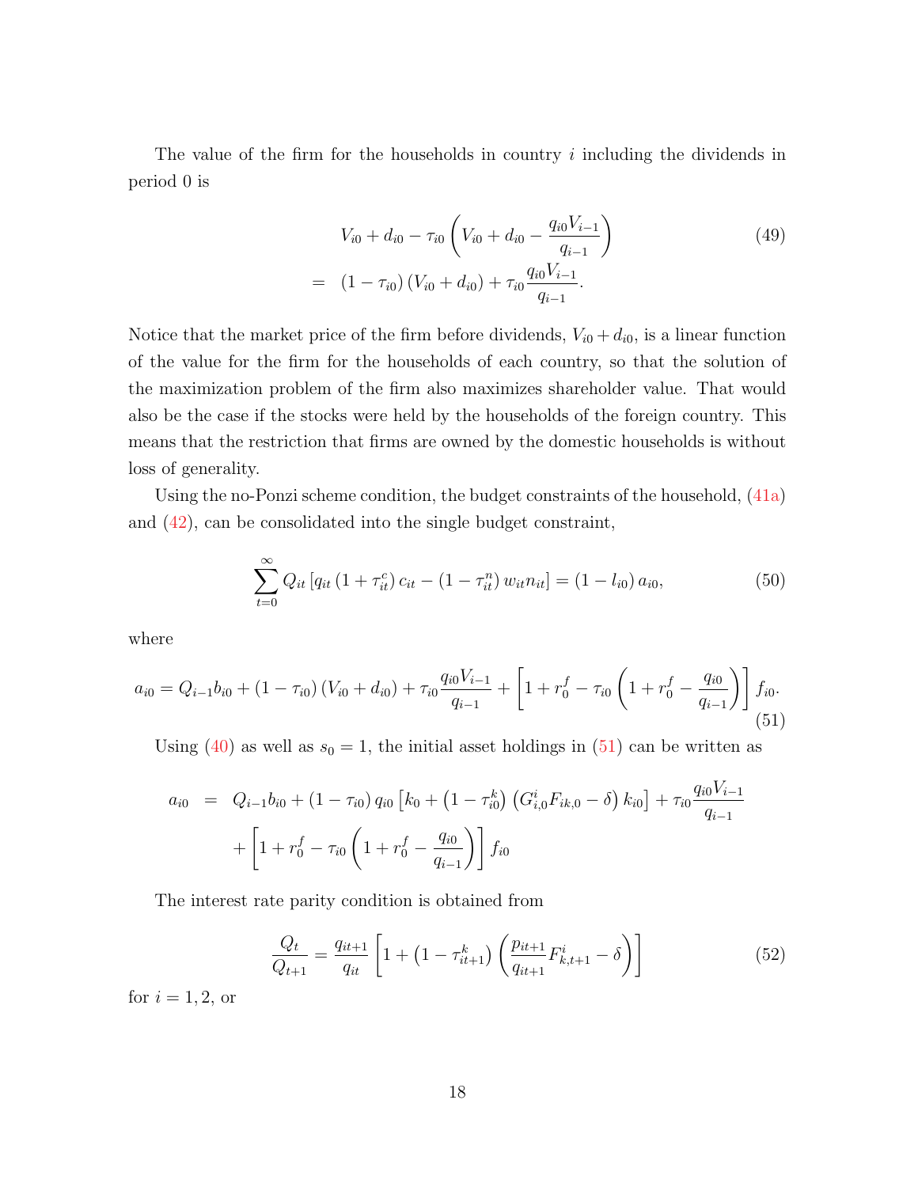The value of the firm for the households in country $i$ including the dividends in period 0 is

$$\begin{aligned} & V_{i0} + d_{i0} - \tau_{i0}\left(V_{i0} + d_{i0} - \frac{q_{i0}V_{i-1}}{q_{i-1}}\right) \\ = \quad & (1-\tau_{i0})\left(V_{i0} + d_{i0}\right) + \tau_{i0}\frac{q_{i0}V_{i-1}}{q_{i-1}}. \end{aligned} \tag{49}$$

Notice that the market price of the firm before dividends, $V_{i0} + d_{i0}$, is a linear function of the value for the firm for the households of each country, so that the solution of the maximization problem of the firm also maximizes shareholder value. That would also be the case if the stocks were held by the households of the foreign country. This means that the restriction that firms are owned by the domestic households is without loss of generality.

Using the no-Ponzi scheme condition, the budget constraints of the household, (41a) and (42), can be consolidated into the single budget constraint,

$$\sum_{t=0}^{\infty} Q_{it}\left[q_{it}\left(1+\tau_{it}^{c}\right)c_{it} - \left(1-\tau_{it}^{n}\right)w_{it}n_{it}\right] = \left(1-l_{i0}\right)a_{i0}, \tag{50}$$

where

$$a_{i0} = Q_{i-1}b_{i0} + (1-\tau_{i0})\left(V_{i0}+d_{i0}\right) + \tau_{i0}\frac{q_{i0}V_{i-1}}{q_{i-1}} + \left[1 + r_0^f - \tau_{i0}\left(1 + r_0^f - \frac{q_{i0}}{q_{i-1}}\right)\right]f_{i0}. \tag{51}$$

Using (40) as well as $s_0 = 1$, the initial asset holdings in (51) can be written as

$$\begin{aligned} a_{i0} \quad = \quad & Q_{i-1}b_{i0} + (1-\tau_{i0})\, q_{i0}\left[k_0 + \left(1-\tau_{i0}^{k}\right)\left(G_{i,0}^{i}F_{ik,0} - \delta\right)k_{i0}\right] + \tau_{i0}\frac{q_{i0}V_{i-1}}{q_{i-1}} \\ & + \left[1 + r_0^f - \tau_{i0}\left(1 + r_0^f - \frac{q_{i0}}{q_{i-1}}\right)\right]f_{i0} \end{aligned}$$

The interest rate parity condition is obtained from

$$\frac{Q_t}{Q_{t+1}} = \frac{q_{it+1}}{q_{it}}\left[1 + \left(1-\tau_{it+1}^{k}\right)\left(\frac{p_{it+1}}{q_{it+1}}F_{k,t+1}^{i} - \delta\right)\right] \tag{52}$$

for $i = 1, 2$, or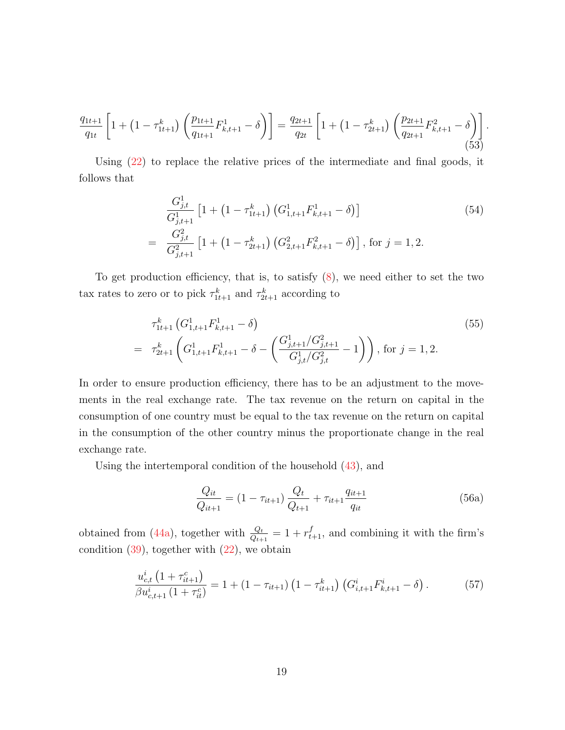$$\frac{q_{1t+1}}{q_{1t}}\left[1+\left(1-\tau_{1t+1}^{k}\right)\left(\frac{p_{1t+1}}{q_{1t+1}}F_{k,t+1}^{1}-\delta\right)\right]=\frac{q_{2t+1}}{q_{2t}}\left[1+\left(1-\tau_{2t+1}^{k}\right)\left(\frac{p_{2t+1}}{q_{2t+1}}F_{k,t+1}^{2}-\delta\right)\right]. \tag{53}$$

Using (22) to replace the relative prices of the intermediate and final goods, it follows that

$$\begin{aligned}
& \frac{G_{j,t}^{1}}{G_{j,t+1}^{1}}\left[1+\left(1-\tau_{1t+1}^{k}\right)\left(G_{1,t+1}^{1}F_{k,t+1}^{1}-\delta\right)\right] \\
= & \frac{G_{j,t}^{2}}{G_{j,t+1}^{2}}\left[1+\left(1-\tau_{2t+1}^{k}\right)\left(G_{2,t+1}^{2}F_{k,t+1}^{2}-\delta\right)\right], \text{ for } j=1,2.
\end{aligned} \tag{54}$$

To get production efficiency, that is, to satisfy (8), we need either to set the two tax rates to zero or to pick $\tau_{1t+1}^{k}$ and $\tau_{2t+1}^{k}$ according to

$$\begin{aligned}
& \tau_{1t+1}^{k}\left(G_{1,t+1}^{1}F_{k,t+1}^{1}-\delta\right) \\
= & \tau_{2t+1}^{k}\left(G_{1,t+1}^{1}F_{k,t+1}^{1}-\delta-\left(\frac{G_{j,t+1}^{1}/G_{j,t+1}^{2}}{G_{j,t}^{1}/G_{j,t}^{2}}-1\right)\right), \text{ for } j=1,2.
\end{aligned} \tag{55}$$

In order to ensure production efficiency, there has to be an adjustment to the movements in the real exchange rate. The tax revenue on the return on capital in the consumption of one country must be equal to the tax revenue on the return on capital in the consumption of the other country minus the proportionate change in the real exchange rate.

Using the intertemporal condition of the household (43), and

$$\frac{Q_{it}}{Q_{it+1}}=\left(1-\tau_{it+1}\right)\frac{Q_{t}}{Q_{t+1}}+\tau_{it+1}\frac{q_{it+1}}{q_{it}} \tag{56a}$$

obtained from (44a), together with $\frac{Q_t}{Q_{t+1}}=1+r_{t+1}^{f}$, and combining it with the firm's condition (39), together with (22), we obtain

$$\frac{u_{c,t}^{i}\left(1+\tau_{it+1}^{c}\right)}{\beta u_{c,t+1}^{i}\left(1+\tau_{it}^{c}\right)}=1+\left(1-\tau_{it+1}\right)\left(1-\tau_{it+1}^{k}\right)\left(G_{i,t+1}^{i}F_{k,t+1}^{i}-\delta\right). \tag{57}$$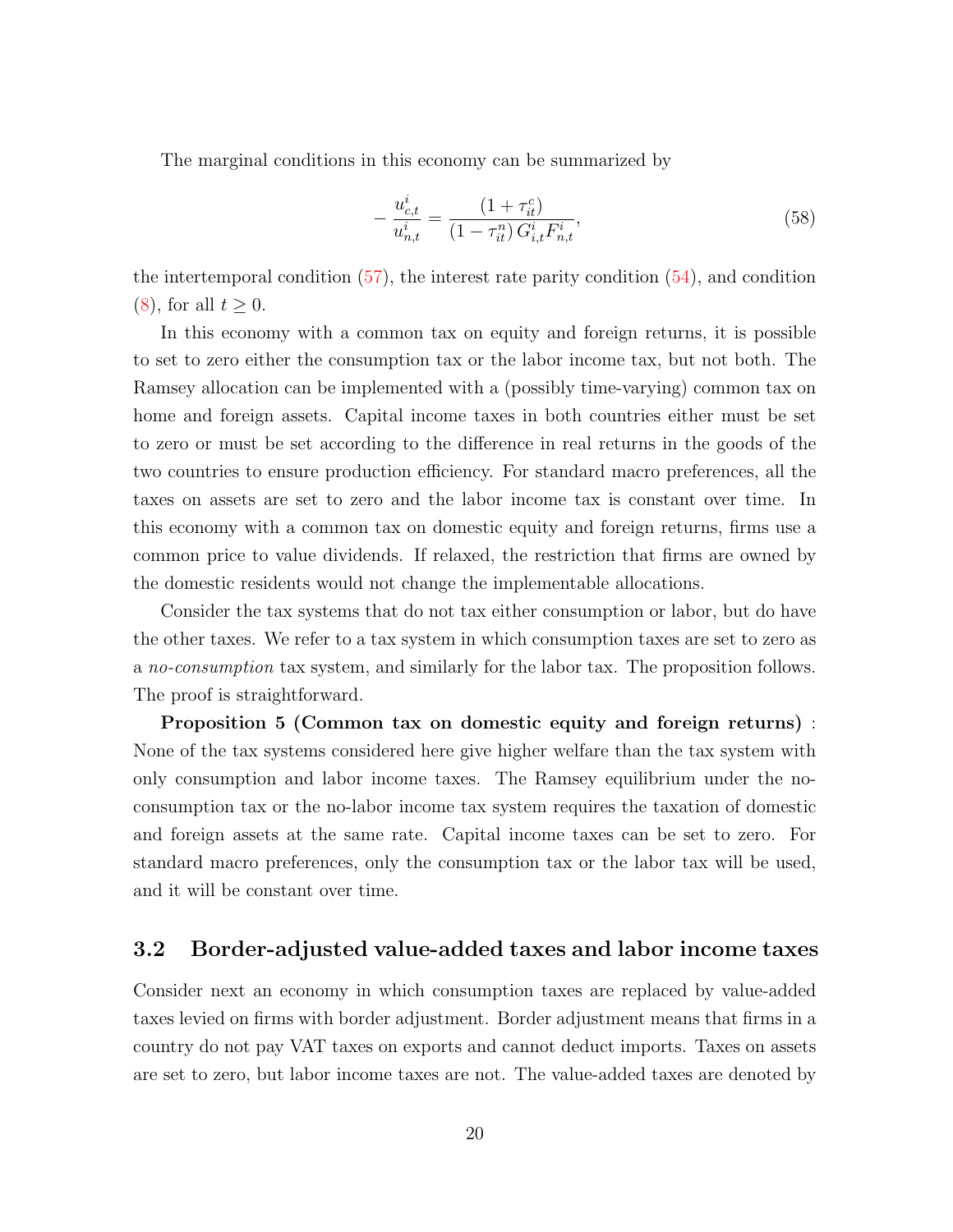The marginal conditions in this economy can be summarized by

$$
-\frac{u_{c,t}^{i}}{u_{n,t}^{i}}=\frac{\left(1+\tau_{it}^{c}\right)}{\left(1-\tau_{it}^{n}\right)G_{i,t}^{i}F_{n,t}^{i}}, \tag{58}
$$

the intertemporal condition (57), the interest rate parity condition (54), and condition (8), for all $t \geq 0$.

In this economy with a common tax on equity and foreign returns, it is possible to set to zero either the consumption tax or the labor income tax, but not both. The Ramsey allocation can be implemented with a (possibly time-varying) common tax on home and foreign assets. Capital income taxes in both countries either must be set to zero or must be set according to the difference in real returns in the goods of the two countries to ensure production efficiency. For standard macro preferences, all the taxes on assets are set to zero and the labor income tax is constant over time. In this economy with a common tax on domestic equity and foreign returns, firms use a common price to value dividends. If relaxed, the restriction that firms are owned by the domestic residents would not change the implementable allocations.

Consider the tax systems that do not tax either consumption or labor, but do have the other taxes. We refer to a tax system in which consumption taxes are set to zero as a *no-consumption* tax system, and similarly for the labor tax. The proposition follows. The proof is straightforward.

**Proposition 5 (Common tax on domestic equity and foreign returns)** : None of the tax systems considered here give higher welfare than the tax system with only consumption and labor income taxes. The Ramsey equilibrium under the no-consumption tax or the no-labor income tax system requires the taxation of domestic and foreign assets at the same rate. Capital income taxes can be set to zero. For standard macro preferences, only the consumption tax or the labor tax will be used, and it will be constant over time.

## 3.2 Border-adjusted value-added taxes and labor income taxes

Consider next an economy in which consumption taxes are replaced by value-added taxes levied on firms with border adjustment. Border adjustment means that firms in a country do not pay VAT taxes on exports and cannot deduct imports. Taxes on assets are set to zero, but labor income taxes are not. The value-added taxes are denoted by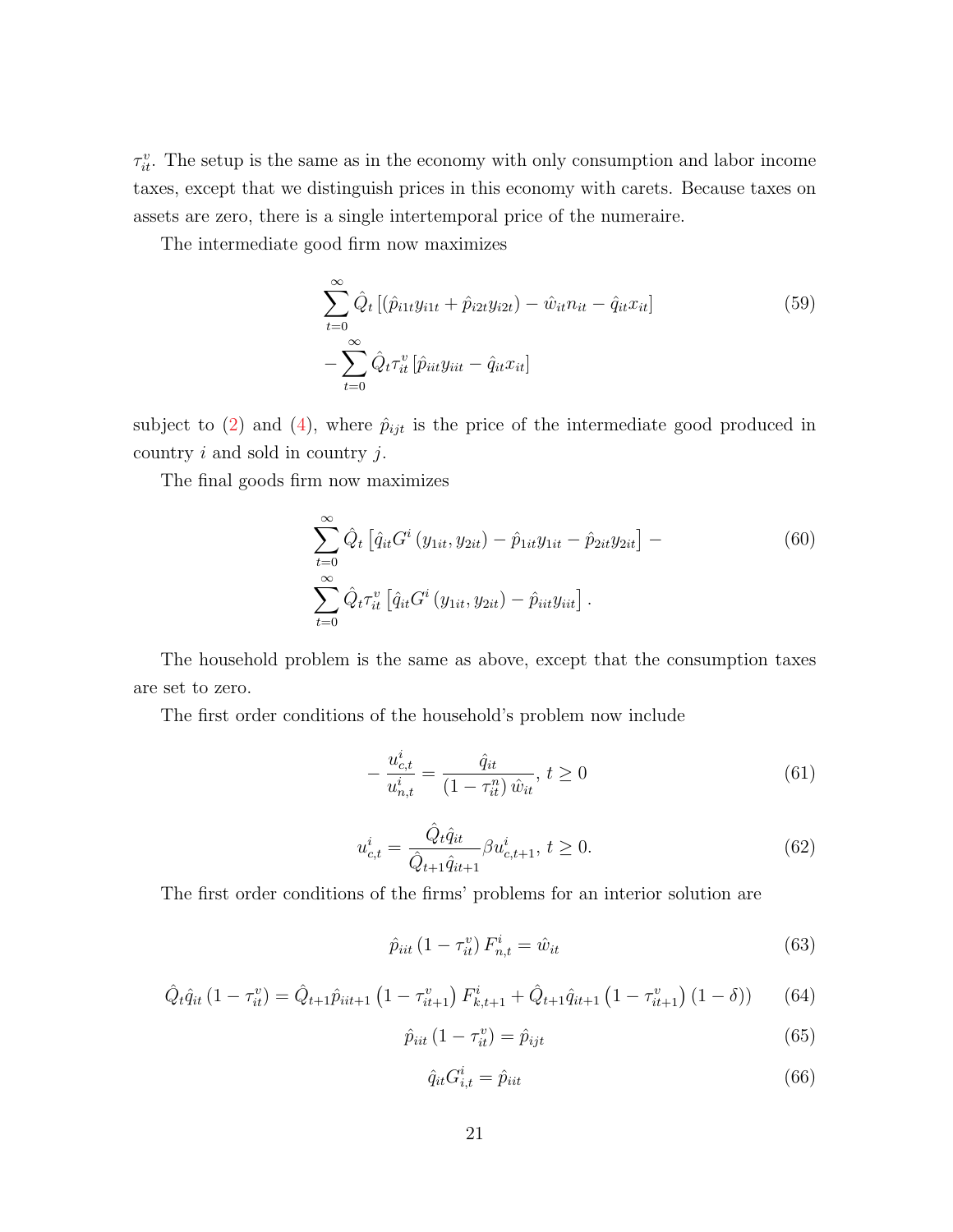$\tau_{it}^v$. The setup is the same as in the economy with only consumption and labor income taxes, except that we distinguish prices in this economy with carets. Because taxes on assets are zero, there is a single intertemporal price of the numeraire.

The intermediate good firm now maximizes

$$\begin{aligned}
&\sum_{t=0}^{\infty} \hat{Q}_t \left[ (\hat{p}_{i1t} y_{i1t} + \hat{p}_{i2t} y_{i2t}) - \hat{w}_{it} n_{it} - \hat{q}_{it} x_{it} \right] \\
&- \sum_{t=0}^{\infty} \hat{Q}_t \tau_{it}^v \left[ \hat{p}_{iit} y_{iit} - \hat{q}_{it} x_{it} \right]
\end{aligned} \tag{59}$$

subject to (2) and (4), where $\hat{p}_{ijt}$ is the price of the intermediate good produced in country $i$ and sold in country $j$.

The final goods firm now maximizes

$$\begin{aligned}
&\sum_{t=0}^{\infty} \hat{Q}_t \left[ \hat{q}_{it} G^i \left( y_{1it}, y_{2it} \right) - \hat{p}_{1it} y_{1it} - \hat{p}_{2it} y_{2it} \right] - \\
&\sum_{t=0}^{\infty} \hat{Q}_t \tau_{it}^v \left[ \hat{q}_{it} G^i \left( y_{1it}, y_{2it} \right) - \hat{p}_{iit} y_{iit} \right].
\end{aligned} \tag{60}$$

The household problem is the same as above, except that the consumption taxes are set to zero.

The first order conditions of the household's problem now include

$$-\frac{u_{c,t}^i}{u_{n,t}^i} = \frac{\hat{q}_{it}}{\left(1 - \tau_{it}^n\right) \hat{w}_{it}}, \; t \geq 0 \tag{61}$$

$$u_{c,t}^i = \frac{\hat{Q}_t \hat{q}_{it}}{\hat{Q}_{t+1} \hat{q}_{it+1}} \beta u_{c,t+1}^i, \; t \geq 0. \tag{62}$$

The first order conditions of the firms' problems for an interior solution are

$$\hat{p}_{iit} \left(1 - \tau_{it}^v\right) F_{n,t}^i = \hat{w}_{it} \tag{63}$$

$$\hat{Q}_t \hat{q}_{it} \left(1 - \tau_{it}^v\right) = \hat{Q}_{t+1} \hat{p}_{iit+1} \left(1 - \tau_{it+1}^v\right) F_{k,t+1}^i + \hat{Q}_{t+1} \hat{q}_{it+1} \left(1 - \tau_{it+1}^v\right) (1 - \delta)) \tag{64}$$

$$\hat{p}_{iit} \left(1 - \tau_{it}^v\right) = \hat{p}_{ijt} \tag{65}$$

$$\hat{q}_{it} G_{i,t}^i = \hat{p}_{iit} \tag{66}$$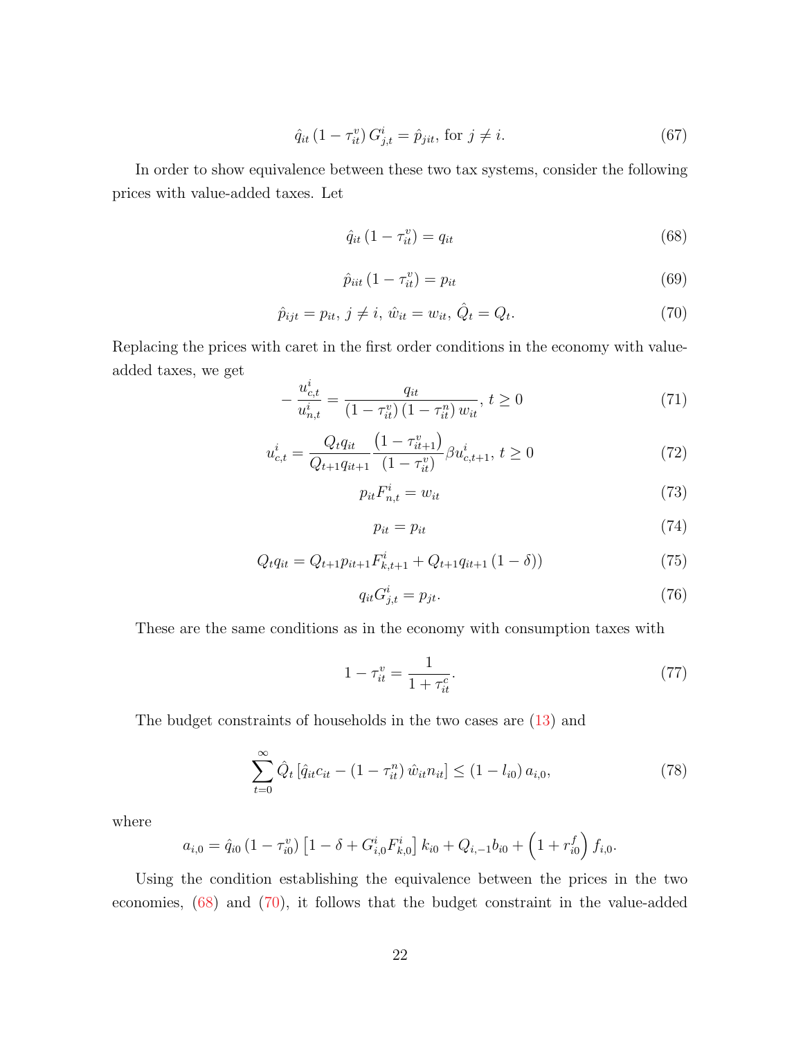$$\hat{q}_{it}\left(1-\tau_{it}^{v}\right)G_{j,t}^{i}=\hat{p}_{jit},\text{ for } j\neq i. \tag{67}$$

In order to show equivalence between these two tax systems, consider the following prices with value-added taxes. Let

$$\hat{q}_{it}\left(1-\tau_{it}^{v}\right)=q_{it} \tag{68}$$

$$\hat{p}_{iit}\left(1-\tau_{it}^{v}\right)=p_{it} \tag{69}$$

$$\hat{p}_{ijt}=p_{it},\ j\neq i,\ \hat{w}_{it}=w_{it},\ \hat{Q}_{t}=Q_{t}. \tag{70}$$

Replacing the prices with caret in the first order conditions in the economy with value-added taxes, we get

$$-\frac{u_{c,t}^{i}}{u_{n,t}^{i}}=\frac{q_{it}}{\left(1-\tau_{it}^{v}\right)\left(1-\tau_{it}^{n}\right)w_{it}},\ t\geq 0 \tag{71}$$

$$u_{c,t}^{i}=\frac{Q_{t}q_{it}}{Q_{t+1}q_{it+1}}\frac{\left(1-\tau_{it+1}^{v}\right)}{\left(1-\tau_{it}^{v}\right)}\beta u_{c,t+1}^{i},\ t\geq 0 \tag{72}$$

$$p_{it}F_{n,t}^{i}=w_{it} \tag{73}$$

$$p_{it}=p_{it} \tag{74}$$

$$Q_{t}q_{it}=Q_{t+1}p_{it+1}F_{k,t+1}^{i}+Q_{t+1}q_{it+1}\left(1-\delta\right)) \tag{75}$$

$$q_{it}G_{j,t}^{i}=p_{jt}. \tag{76}$$

These are the same conditions as in the economy with consumption taxes with

$$1-\tau_{it}^{v}=\frac{1}{1+\tau_{it}^{c}}. \tag{77}$$

The budget constraints of households in the two cases are (13) and

$$\sum_{t=0}^{\infty}\hat{Q}_{t}\left[\hat{q}_{it}c_{it}-\left(1-\tau_{it}^{n}\right)\hat{w}_{it}n_{it}\right]\leq\left(1-l_{i0}\right)a_{i,0}, \tag{78}$$

where

$$a_{i,0}=\hat{q}_{i0}\left(1-\tau_{i0}^{v}\right)\left[1-\delta+G_{i,0}^{i}F_{k,0}^{i}\right]k_{i0}+Q_{i,-1}b_{i0}+\left(1+r_{i0}^{f}\right)f_{i,0}.$$

Using the condition establishing the equivalence between the prices in the two economies, (68) and (70), it follows that the budget constraint in the value-added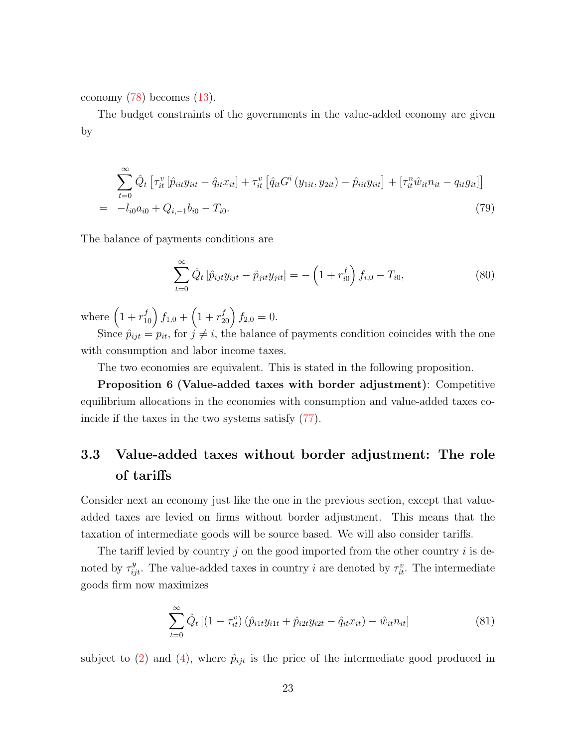economy (78) becomes (13).

The budget constraints of the governments in the value-added economy are given by

$$
\begin{aligned}
&\sum_{t=0}^{\infty} \hat{Q}_t \left[ \tau_{it}^{v} \left[ \hat{p}_{iit} y_{iit} - \hat{q}_{it} x_{it} \right] + \tau_{it}^{v} \left[ \hat{q}_{it} G^{i} \left( y_{1it}, y_{2it} \right) - \hat{p}_{iit} y_{iit} \right] + \left[ \tau_{it}^{n} \hat{w}_{it} n_{it} - q_{it} g_{it} \right] \right] \\
= \;& -l_{i0} a_{i0} + Q_{i,-1} b_{i0} - T_{i0}. \qquad (79)
\end{aligned}
$$

The balance of payments conditions are

$$
\sum_{t=0}^{\infty} \hat{Q}_t \left[ \hat{p}_{ijt} y_{ijt} - \hat{p}_{jit} y_{jit} \right] = -\left(1 + r_{i0}^{f}\right) f_{i,0} - T_{i0}, \qquad (80)
$$

where $\left(1 + r_{10}^{f}\right) f_{1,0} + \left(1 + r_{20}^{f}\right) f_{2,0} = 0$.

Since $\hat{p}_{ijt} = p_{it}$, for $j \neq i$, the balance of payments condition coincides with the one with consumption and labor income taxes.

The two economies are equivalent. This is stated in the following proposition.

**Proposition 6 (Value-added taxes with border adjustment)**: Competitive equilibrium allocations in the economies with consumption and value-added taxes coincide if the taxes in the two systems satisfy (77).

## 3.3 Value-added taxes without border adjustment: The role of tariffs

Consider next an economy just like the one in the previous section, except that value-added taxes are levied on firms without border adjustment. This means that the taxation of intermediate goods will be source based. We will also consider tariffs.

The tariff levied by country $j$ on the good imported from the other country $i$ is denoted by $\tau_{ijt}^{y}$. The value-added taxes in country $i$ are denoted by $\tau_{it}^{v}$. The intermediate goods firm now maximizes

$$
\sum_{t=0}^{\infty} \hat{Q}_t \left[ \left(1 - \tau_{it}^{v}\right) \left( \hat{p}_{i1t} y_{i1t} + \hat{p}_{i2t} y_{i2t} - \hat{q}_{it} x_{it} \right) - \hat{w}_{it} n_{it} \right] \qquad (81)
$$

subject to (2) and (4), where $\hat{p}_{ijt}$ is the price of the intermediate good produced in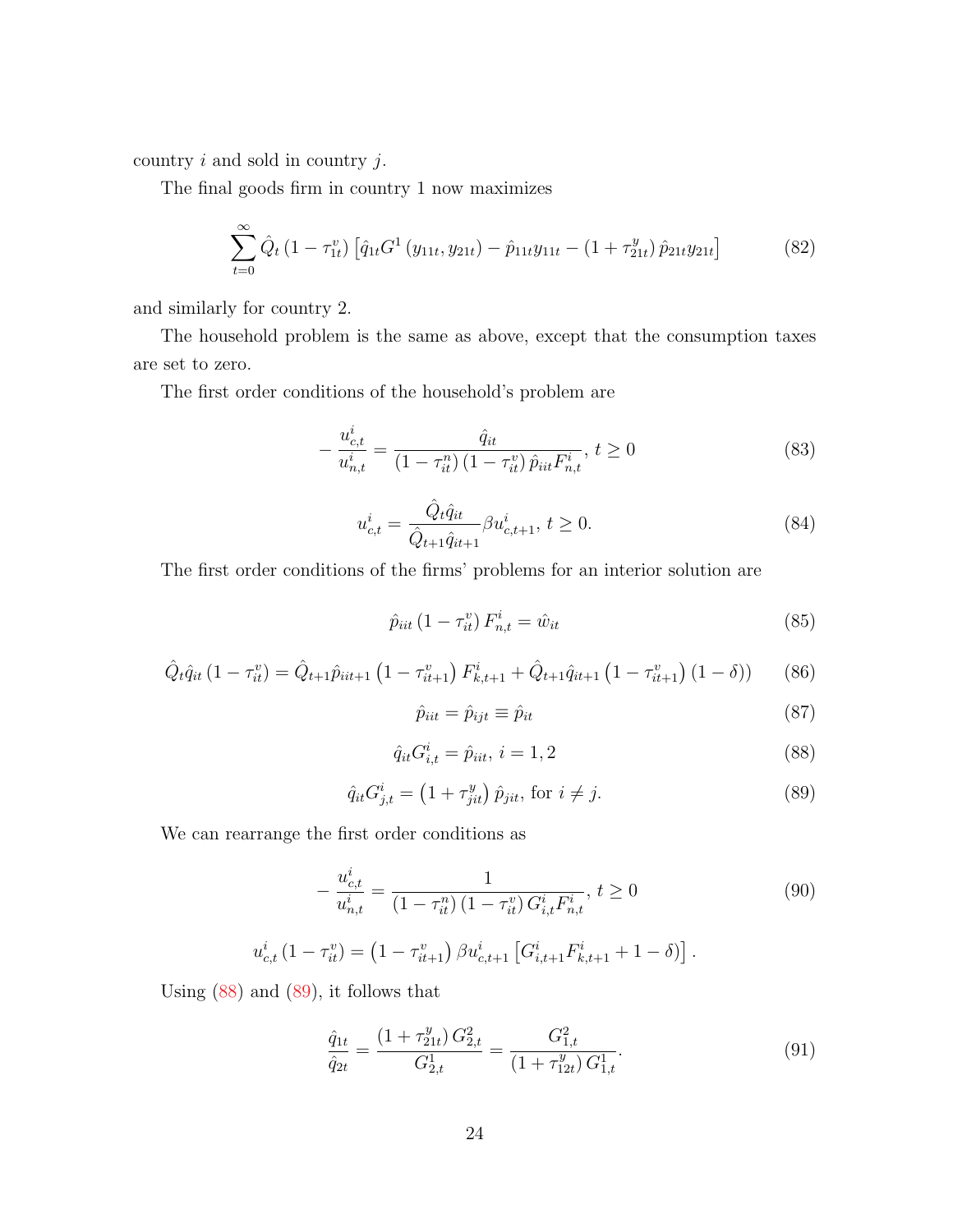country $i$ and sold in country $j$.

The final goods firm in country 1 now maximizes

$$\sum_{t=0}^{\infty} \hat{Q}_t \left(1 - \tau_{1t}^v\right) \left[\hat{q}_{1t} G^1 \left(y_{11t}, y_{21t}\right) - \hat{p}_{11t} y_{11t} - \left(1 + \tau_{21t}^y\right) \hat{p}_{21t} y_{21t}\right] \tag{82}$$

and similarly for country 2.

The household problem is the same as above, except that the consumption taxes are set to zero.

The first order conditions of the household's problem are

$$-\frac{u_{c,t}^i}{u_{n,t}^i} = \frac{\hat{q}_{it}}{\left(1 - \tau_{it}^n\right)\left(1 - \tau_{it}^v\right) \hat{p}_{iit} F_{n,t}^i},\ t \geq 0 \tag{83}$$

$$u_{c,t}^i = \frac{\hat{Q}_t \hat{q}_{it}}{\hat{Q}_{t+1} \hat{q}_{it+1}} \beta u_{c,t+1}^i,\ t \geq 0. \tag{84}$$

The first order conditions of the firms' problems for an interior solution are

$$\hat{p}_{iit} \left(1 - \tau_{it}^v\right) F_{n,t}^i = \hat{w}_{it} \tag{85}$$

$$\hat{Q}_t \hat{q}_{it} \left(1 - \tau_{it}^v\right) = \hat{Q}_{t+1} \hat{p}_{iit+1} \left(1 - \tau_{it+1}^v\right) F_{k,t+1}^i + \hat{Q}_{t+1} \hat{q}_{it+1} \left(1 - \tau_{it+1}^v\right) (1 - \delta)) \tag{86}$$

$$\hat{p}_{iit} = \hat{p}_{ijt} \equiv \hat{p}_{it} \tag{87}$$

$$\hat{q}_{it} G_{i,t}^i = \hat{p}_{iit},\ i = 1, 2 \tag{88}$$

$$\hat{q}_{it} G_{j,t}^i = \left(1 + \tau_{jit}^y\right) \hat{p}_{jit},\ \text{for } i \neq j. \tag{89}$$

We can rearrange the first order conditions as

$$-\frac{u_{c,t}^i}{u_{n,t}^i} = \frac{1}{\left(1 - \tau_{it}^n\right)\left(1 - \tau_{it}^v\right) G_{i,t}^i F_{n,t}^i},\ t \geq 0 \tag{90}$$

$$u_{c,t}^i \left(1 - \tau_{it}^v\right) = \left(1 - \tau_{it+1}^v\right) \beta u_{c,t+1}^i \left[G_{i,t+1}^i F_{k,t+1}^i + 1 - \delta)\right].$$

Using (88) and (89), it follows that

$$\frac{\hat{q}_{1t}}{\hat{q}_{2t}} = \frac{\left(1 + \tau_{21t}^y\right) G_{2,t}^2}{G_{2,t}^1} = \frac{G_{1,t}^2}{\left(1 + \tau_{12t}^y\right) G_{1,t}^1}. \tag{91}$$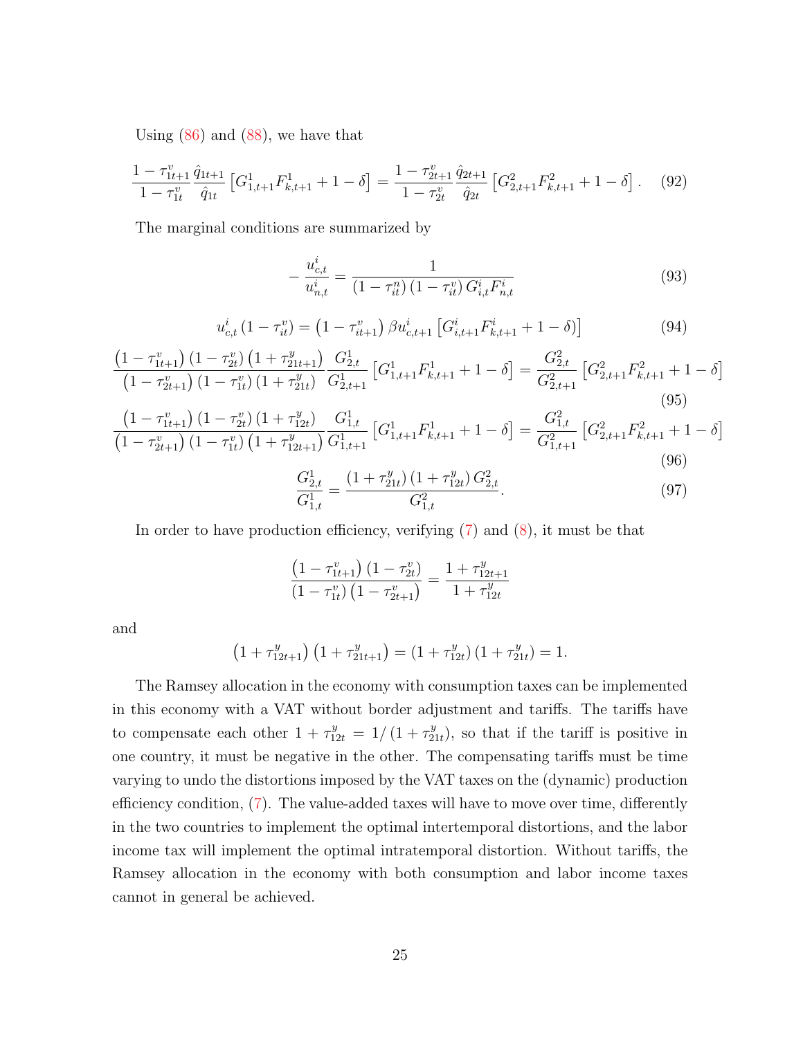Using (86) and (88), we have that

$$\frac{1-\tau^v_{1t+1}}{1-\tau^v_{1t}}\frac{\hat{q}_{1t+1}}{\hat{q}_{1t}}\left[G^1_{1,t+1}F^1_{k,t+1}+1-\delta\right]=\frac{1-\tau^v_{2t+1}}{1-\tau^v_{2t}}\frac{\hat{q}_{2t+1}}{\hat{q}_{2t}}\left[G^2_{2,t+1}F^2_{k,t+1}+1-\delta\right]. \quad (92)$$

The marginal conditions are summarized by

$$-\frac{u^i_{c,t}}{u^i_{n,t}}=\frac{1}{\left(1-\tau^n_{it}\right)\left(1-\tau^v_{it}\right)G^i_{i,t}F^i_{n,t}} \quad (93)$$

$$u^i_{c,t}\left(1-\tau^v_{it}\right)=\left(1-\tau^v_{it+1}\right)\beta u^i_{c,t+1}\left[G^i_{i,t+1}F^i_{k,t+1}+1-\delta\right)] \quad (94)$$

$$\frac{\left(1-\tau^v_{1t+1}\right)\left(1-\tau^v_{2t}\right)\left(1+\tau^y_{21t+1}\right)}{\left(1-\tau^v_{2t+1}\right)\left(1-\tau^v_{1t}\right)\left(1+\tau^y_{21t}\right)}\frac{G^1_{2,t}}{G^1_{2,t+1}}\left[G^1_{1,t+1}F^1_{k,t+1}+1-\delta\right]=\frac{G^2_{2,t}}{G^2_{2,t+1}}\left[G^2_{2,t+1}F^2_{k,t+1}+1-\delta\right] \quad (95)$$

$$\frac{\left(1-\tau^v_{1t+1}\right)\left(1-\tau^v_{2t}\right)\left(1+\tau^y_{12t}\right)}{\left(1-\tau^v_{2t+1}\right)\left(1-\tau^v_{1t}\right)\left(1+\tau^y_{12t+1}\right)}\frac{G^1_{1,t}}{G^1_{1,t+1}}\left[G^1_{1,t+1}F^1_{k,t+1}+1-\delta\right]=\frac{G^2_{1,t}}{G^2_{1,t+1}}\left[G^2_{2,t+1}F^2_{k,t+1}+1-\delta\right] \quad (96)$$

$$\frac{G^1_{2,t}}{G^1_{1,t}}=\frac{\left(1+\tau^y_{21t}\right)\left(1+\tau^y_{12t}\right)G^2_{2,t}}{G^2_{1,t}}. \quad (97)$$

In order to have production efficiency, verifying (7) and (8), it must be that

$$\frac{\left(1-\tau^v_{1t+1}\right)\left(1-\tau^v_{2t}\right)}{\left(1-\tau^v_{1t}\right)\left(1-\tau^v_{2t+1}\right)}=\frac{1+\tau^y_{12t+1}}{1+\tau^y_{12t}}$$

and

$$\left(1+\tau^y_{12t+1}\right)\left(1+\tau^y_{21t+1}\right)=\left(1+\tau^y_{12t}\right)\left(1+\tau^y_{21t}\right)=1.$$

The Ramsey allocation in the economy with consumption taxes can be implemented in this economy with a VAT without border adjustment and tariffs. The tariffs have to compensate each other $1+\tau^y_{12t}=1/\left(1+\tau^y_{21t}\right)$, so that if the tariff is positive in one country, it must be negative in the other. The compensating tariffs must be time varying to undo the distortions imposed by the VAT taxes on the (dynamic) production efficiency condition, (7). The value-added taxes will have to move over time, differently in the two countries to implement the optimal intertemporal distortions, and the labor income tax will implement the optimal intratemporal distortion. Without tariffs, the Ramsey allocation in the economy with both consumption and labor income taxes cannot in general be achieved.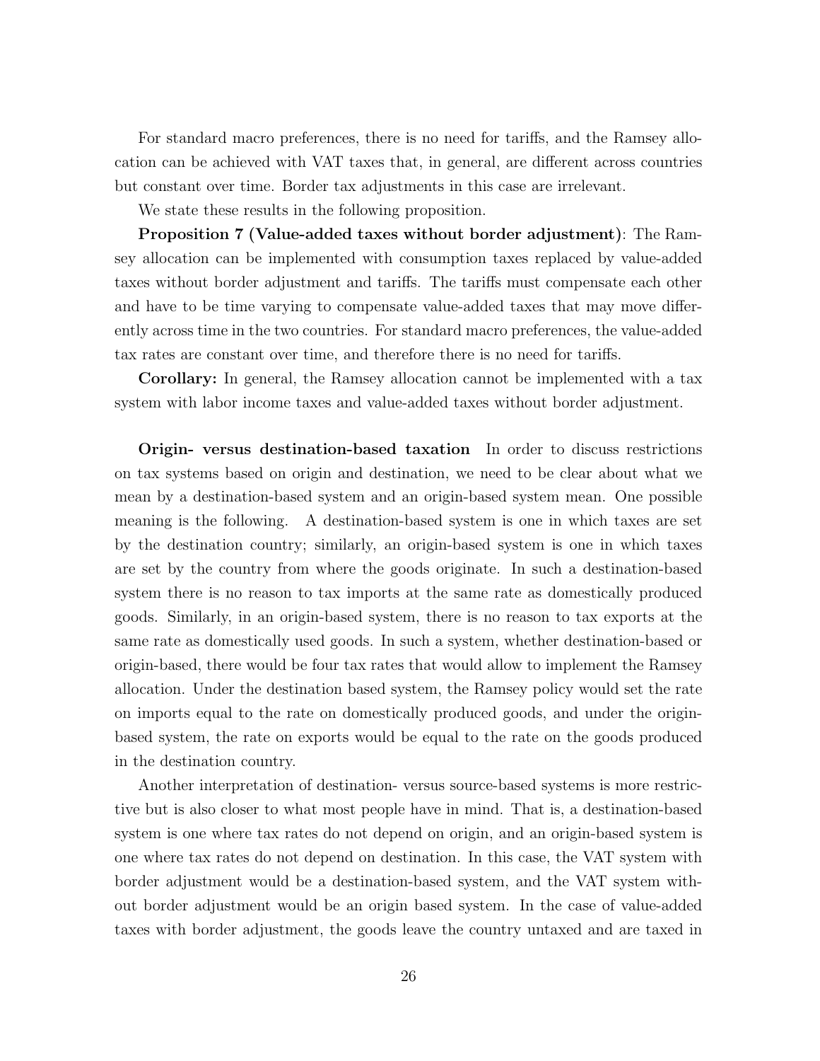For standard macro preferences, there is no need for tariffs, and the Ramsey allocation can be achieved with VAT taxes that, in general, are different across countries but constant over time. Border tax adjustments in this case are irrelevant.

We state these results in the following proposition.

**Proposition 7 (Value-added taxes without border adjustment)**: The Ramsey allocation can be implemented with consumption taxes replaced by value-added taxes without border adjustment and tariffs. The tariffs must compensate each other and have to be time varying to compensate value-added taxes that may move differently across time in the two countries. For standard macro preferences, the value-added tax rates are constant over time, and therefore there is no need for tariffs.

**Corollary:** In general, the Ramsey allocation cannot be implemented with a tax system with labor income taxes and value-added taxes without border adjustment.

**Origin- versus destination-based taxation** In order to discuss restrictions on tax systems based on origin and destination, we need to be clear about what we mean by a destination-based system and an origin-based system mean. One possible meaning is the following. A destination-based system is one in which taxes are set by the destination country; similarly, an origin-based system is one in which taxes are set by the country from where the goods originate. In such a destination-based system there is no reason to tax imports at the same rate as domestically produced goods. Similarly, in an origin-based system, there is no reason to tax exports at the same rate as domestically used goods. In such a system, whether destination-based or origin-based, there would be four tax rates that would allow to implement the Ramsey allocation. Under the destination based system, the Ramsey policy would set the rate on imports equal to the rate on domestically produced goods, and under the origin-based system, the rate on exports would be equal to the rate on the goods produced in the destination country.

Another interpretation of destination- versus source-based systems is more restrictive but is also closer to what most people have in mind. That is, a destination-based system is one where tax rates do not depend on origin, and an origin-based system is one where tax rates do not depend on destination. In this case, the VAT system with border adjustment would be a destination-based system, and the VAT system without border adjustment would be an origin based system. In the case of value-added taxes with border adjustment, the goods leave the country untaxed and are taxed in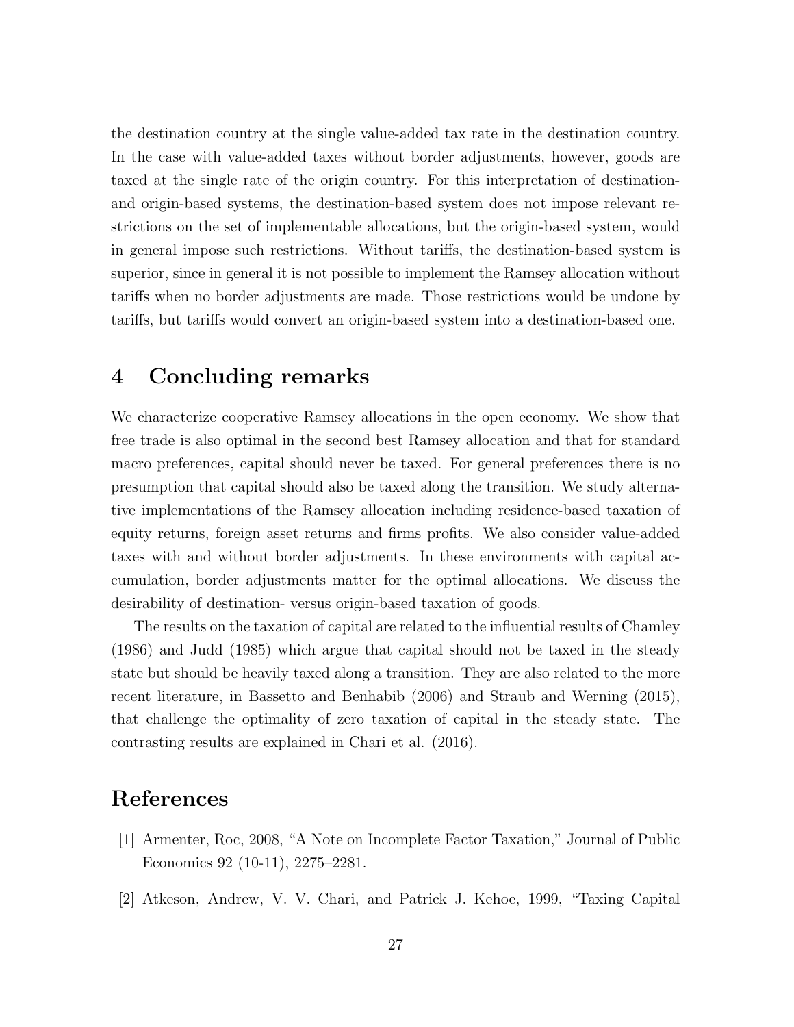the destination country at the single value-added tax rate in the destination country. In the case with value-added taxes without border adjustments, however, goods are taxed at the single rate of the origin country. For this interpretation of destination- and origin-based systems, the destination-based system does not impose relevant restrictions on the set of implementable allocations, but the origin-based system, would in general impose such restrictions. Without tariffs, the destination-based system is superior, since in general it is not possible to implement the Ramsey allocation without tariffs when no border adjustments are made. Those restrictions would be undone by tariffs, but tariffs would convert an origin-based system into a destination-based one.

# 4 Concluding remarks

We characterize cooperative Ramsey allocations in the open economy. We show that free trade is also optimal in the second best Ramsey allocation and that for standard macro preferences, capital should never be taxed. For general preferences there is no presumption that capital should also be taxed along the transition. We study alternative implementations of the Ramsey allocation including residence-based taxation of equity returns, foreign asset returns and firms profits. We also consider value-added taxes with and without border adjustments. In these environments with capital accumulation, border adjustments matter for the optimal allocations. We discuss the desirability of destination- versus origin-based taxation of goods.

The results on the taxation of capital are related to the influential results of Chamley (1986) and Judd (1985) which argue that capital should not be taxed in the steady state but should be heavily taxed along a transition. They are also related to the more recent literature, in Bassetto and Benhabib (2006) and Straub and Werning (2015), that challenge the optimality of zero taxation of capital in the steady state. The contrasting results are explained in Chari et al. (2016).

# References

[1] Armenter, Roc, 2008, "A Note on Incomplete Factor Taxation," Journal of Public Economics 92 (10-11), 2275–2281.

[2] Atkeson, Andrew, V. V. Chari, and Patrick J. Kehoe, 1999, "Taxing Capital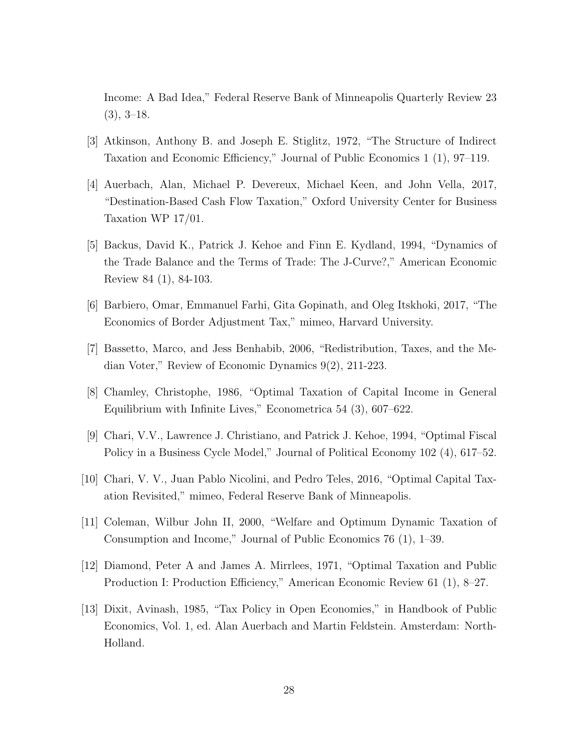Income: A Bad Idea," Federal Reserve Bank of Minneapolis Quarterly Review 23 (3), 3–18.

[3] Atkinson, Anthony B. and Joseph E. Stiglitz, 1972, "The Structure of Indirect Taxation and Economic Efficiency," Journal of Public Economics 1 (1), 97–119.

[4] Auerbach, Alan, Michael P. Devereux, Michael Keen, and John Vella, 2017, "Destination-Based Cash Flow Taxation," Oxford University Center for Business Taxation WP 17/01.

[5] Backus, David K., Patrick J. Kehoe and Finn E. Kydland, 1994, "Dynamics of the Trade Balance and the Terms of Trade: The J-Curve?," American Economic Review 84 (1), 84-103.

[6] Barbiero, Omar, Emmanuel Farhi, Gita Gopinath, and Oleg Itskhoki, 2017, "The Economics of Border Adjustment Tax," mimeo, Harvard University.

[7] Bassetto, Marco, and Jess Benhabib, 2006, "Redistribution, Taxes, and the Median Voter," Review of Economic Dynamics 9(2), 211-223.

[8] Chamley, Christophe, 1986, "Optimal Taxation of Capital Income in General Equilibrium with Infinite Lives," Econometrica 54 (3), 607–622.

[9] Chari, V.V., Lawrence J. Christiano, and Patrick J. Kehoe, 1994, "Optimal Fiscal Policy in a Business Cycle Model," Journal of Political Economy 102 (4), 617–52.

[10] Chari, V. V., Juan Pablo Nicolini, and Pedro Teles, 2016, "Optimal Capital Taxation Revisited," mimeo, Federal Reserve Bank of Minneapolis.

[11] Coleman, Wilbur John II, 2000, "Welfare and Optimum Dynamic Taxation of Consumption and Income," Journal of Public Economics 76 (1), 1–39.

[12] Diamond, Peter A and James A. Mirrlees, 1971, "Optimal Taxation and Public Production I: Production Efficiency," American Economic Review 61 (1), 8–27.

[13] Dixit, Avinash, 1985, "Tax Policy in Open Economies," in Handbook of Public Economics, Vol. 1, ed. Alan Auerbach and Martin Feldstein. Amsterdam: North-Holland.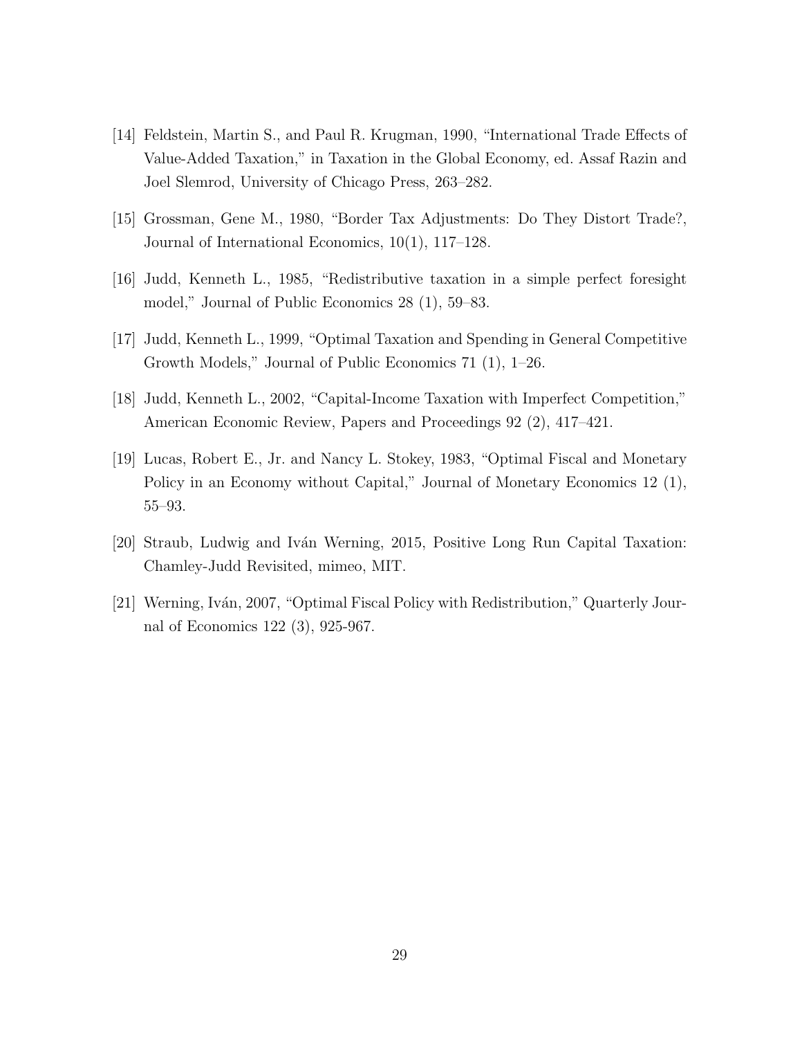[14] Feldstein, Martin S., and Paul R. Krugman, 1990, "International Trade Effects of Value-Added Taxation," in Taxation in the Global Economy, ed. Assaf Razin and Joel Slemrod, University of Chicago Press, 263–282.

[15] Grossman, Gene M., 1980, "Border Tax Adjustments: Do They Distort Trade?, Journal of International Economics, 10(1), 117–128.

[16] Judd, Kenneth L., 1985, "Redistributive taxation in a simple perfect foresight model," Journal of Public Economics 28 (1), 59–83.

[17] Judd, Kenneth L., 1999, "Optimal Taxation and Spending in General Competitive Growth Models," Journal of Public Economics 71 (1), 1–26.

[18] Judd, Kenneth L., 2002, "Capital-Income Taxation with Imperfect Competition," American Economic Review, Papers and Proceedings 92 (2), 417–421.

[19] Lucas, Robert E., Jr. and Nancy L. Stokey, 1983, "Optimal Fiscal and Monetary Policy in an Economy without Capital," Journal of Monetary Economics 12 (1), 55–93.

[20] Straub, Ludwig and Iván Werning, 2015, Positive Long Run Capital Taxation: Chamley-Judd Revisited, mimeo, MIT.

[21] Werning, Iván, 2007, "Optimal Fiscal Policy with Redistribution," Quarterly Journal of Economics 122 (3), 925-967.